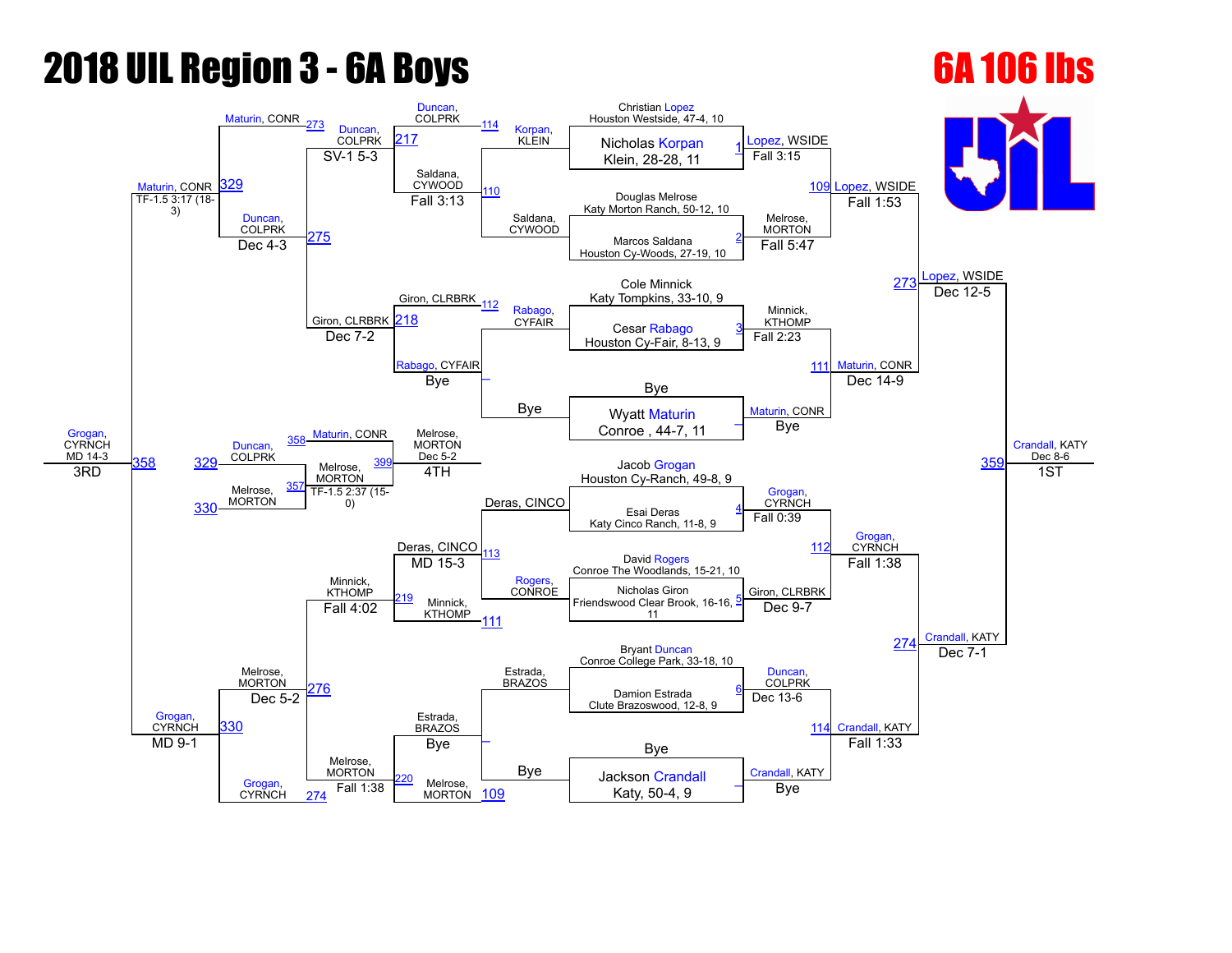# 2018 UIL Region 3 - 6A Boys

## 6A 106 lbs

### Championship Bracket

**First Round**

| Bout | Wrestler | Wrestler | Result |
|---|---|---|---|
| 1 | Christian Lopez, Houston Westside, 47-4, 10 | Nicholas Korpan, Klein, 28-28, 11 | Lopez, WSIDE — Fall 3:15 |
| 2 | Douglas Melrose, Katy Morton Ranch, 50-12, 10 | Marcos Saldana, Houston Cy-Woods, 27-19, 10 | Melrose, MORTON — Fall 5:47 |
| 3 | Cole Minnick, Katy Tompkins, 33-10, 9 | Cesar Rabago, Houston Cy-Fair, 8-13, 9 | Minnick, KTHOMP — Fall 2:23 |
| – | Bye | Wyatt Maturin, Conroe, 44-7, 11 | Maturin, CONR — Bye |
| 4 | Jacob Grogan, Houston Cy-Ranch, 49-8, 9 | Esai Deras, Katy Cinco Ranch, 11-8, 9 | Grogan, CYRNCH — Fall 0:39 |
| 5 | David Rogers, Conroe The Woodlands, 15-21, 10 | Nicholas Giron, Friendswood Clear Brook, 16-16, 11 | Giron, CLRBRK — Dec 9-7 |
| 6 | Bryant Duncan, Conroe College Park, 33-18, 10 | Damion Estrada, Clute Brazoswood, 12-8, 9 | Duncan, COLPRK — Dec 13-6 |
| – | Bye | Jackson Crandall, Katy, 50-4, 9 | Crandall, KATY — Bye |

**Semifinals**

| Bout | Wrestler | Wrestler | Result |
|---|---|---|---|
| 109 | Lopez, WSIDE | Melrose, MORTON | Lopez, WSIDE — Fall 1:53 |
| 111 | Minnick, KTHOMP | Maturin, CONR | Maturin, CONR — Dec 14-9 |
| 112 | Grogan, CYRNCH | Giron, CLRBRK | Grogan, CYRNCH — Fall 1:38 |
| 114 | Duncan, COLPRK | Crandall, KATY | Crandall, KATY — Fall 1:33 |

**Finals Path**

| Bout | Wrestler | Wrestler | Result |
|---|---|---|---|
| 273 | Lopez, WSIDE | Maturin, CONR | Lopez, WSIDE — Dec 12-5 |
| 274 | Grogan, CYRNCH | Crandall, KATY | Crandall, KATY — Dec 7-1 |
| 359 | Lopez, WSIDE | Crandall, KATY | Crandall, KATY — Dec 8-6 (1ST) |

### Consolation Bracket

| Bout | Wrestler | Wrestler | Result |
|---|---|---|---|
| 110 | Korpan, KLEIN | Saldana, CYWOOD | Saldana, CYWOOD — Fall 3:13 |
| – | Rabago, CYFAIR | Bye | Rabago, CYFAIR — Bye |
| 113 | Deras, CINCO | Rogers, CONROE | Deras, CINCO — MD 15-3 |
| – | Estrada, BRAZOS | Bye | Estrada, BRAZOS — Bye |
| 217 | Duncan, COLPRK | Saldana, CYWOOD | Duncan, COLPRK — SV-1 5-3 |
| 218 | Giron, CLRBRK | Rabago, CYFAIR | Giron, CLRBRK — Dec 7-2 |
| 219 | Minnick, KTHOMP | Deras, CINCO | Minnick, KTHOMP — Fall 4:02 |
| 220 | Melrose, MORTON | Estrada, BRAZOS | Melrose, MORTON — Fall 1:38 |
| 275 | Duncan, COLPRK | Giron, CLRBRK | Duncan, COLPRK — Dec 4-3 |
| 276 | Melrose, MORTON | Minnick, KTHOMP | Melrose, MORTON — Dec 5-2 |
| 329 | Maturin, CONR | Duncan, COLPRK | Maturin, CONR — TF-1.5 3:17 (18-3) |
| 330 | Melrose, MORTON | Grogan, CYRNCH | Grogan, CYRNCH — MD 9-1 |
| 358 | Maturin, CONR | Grogan, CYRNCH | Grogan, CYRNCH — MD 14-3 (3RD) |
| 357 | Duncan, COLPRK | Melrose, MORTON | Melrose, MORTON — TF-1.5 2:37 (15-0) |
| 399 | Maturin, CONR | Melrose, MORTON | Melrose, MORTON — Dec 5-2 (4TH) |

**Placings:** 1ST Crandall, KATY; 3RD Grogan, CYRNCH; 4TH Melrose, MORTON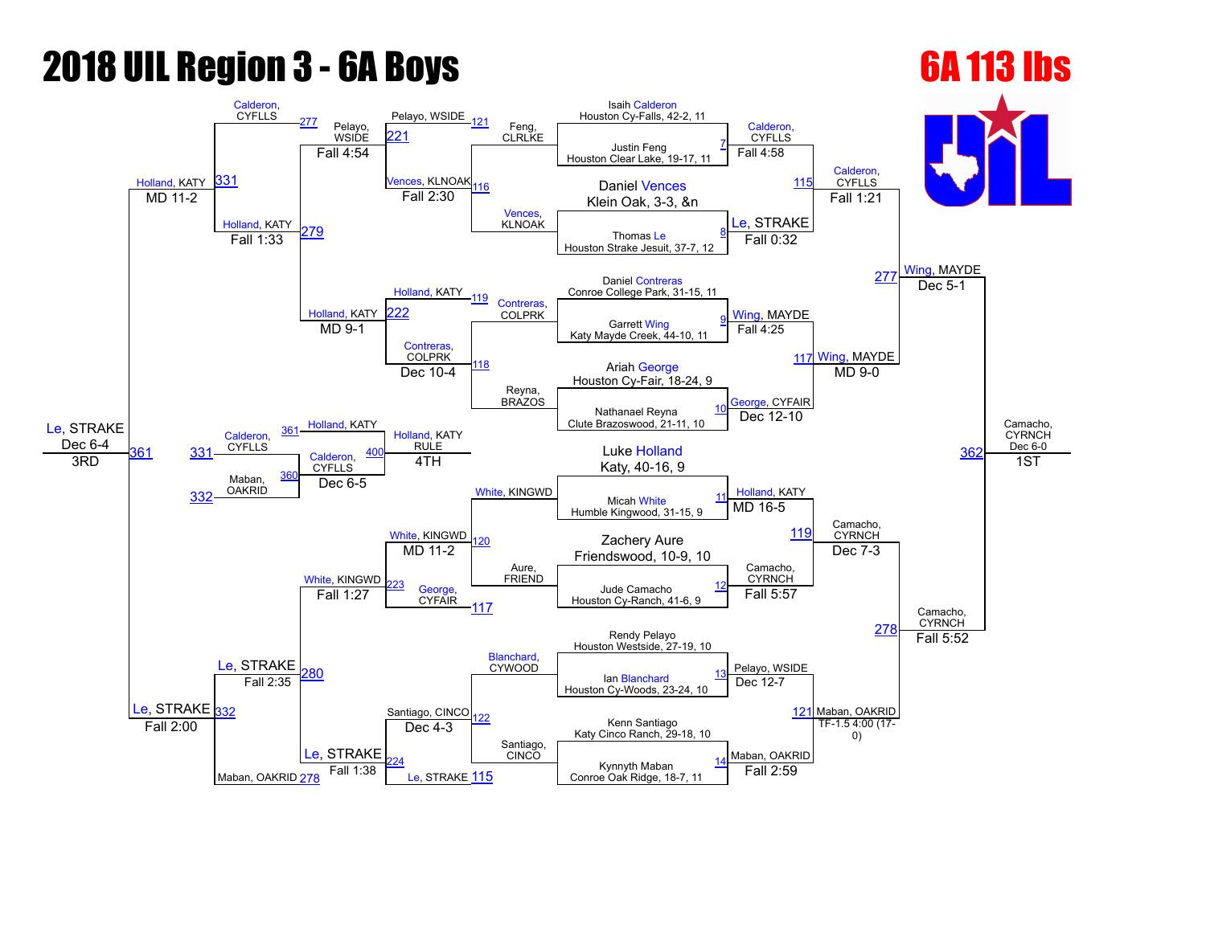# 2018 UIL Region 3 - 6A Boys

## 6A 113 lbs

### Championship Bracket

**First Round**

| Bout | Wrestler 1 | Wrestler 2 | Winner | Result |
|---|---|---|---|---|
| 7 | Isaih Calderon, Houston Cy-Falls, 42-2, 11 | Justin Feng, Houston Clear Lake, 19-17, 11 | Calderon, CYFLLS | Fall 4:58 |
| 8 | Daniel Vences, Klein Oak, 3-3, &n | Thomas Le, Houston Strake Jesuit, 37-7, 12 | Le, STRAKE | Fall 0:32 |
| 9 | Daniel Contreras, Conroe College Park, 31-15, 11 | Garrett Wing, Katy Mayde Creek, 44-10, 11 | Wing, MAYDE | Fall 4:25 |
| 10 | Ariah George, Houston Cy-Fair, 18-24, 9 | Nathanael Reyna, Clute Brazoswood, 21-11, 10 | George, CYFAIR | Dec 12-10 |
| 11 | Luke Holland, Katy, 40-16, 9 | Micah White, Humble Kingwood, 31-15, 9 | Holland, KATY | MD 16-5 |
| 12 | Zachery Aure, Friendswood, 10-9, 10 | Jude Camacho, Houston Cy-Ranch, 41-6, 9 | Camacho, CYRNCH | Fall 5:57 |
| 13 | Rendy Pelayo, Houston Westside, 27-19, 10 | Ian Blanchard, Houston Cy-Woods, 23-24, 10 | Pelayo, WSIDE | Dec 12-7 |
| 14 | Kenn Santiago, Katy Cinco Ranch, 29-18, 10 | Kynnyth Maban, Conroe Oak Ridge, 18-7, 11 | Maban, OAKRID | Fall 2:59 |

**Quarterfinals**

| Bout | Wrestler 1 | Wrestler 2 | Winner | Result |
|---|---|---|---|---|
| 115 | Calderon, CYFLLS | Le, STRAKE | Calderon, CYFLLS | Fall 1:21 |
| 117 | Wing, MAYDE | George, CYFAIR | Wing, MAYDE | MD 9-0 |
| 119 | Holland, KATY | Camacho, CYRNCH | Camacho, CYRNCH | Dec 7-3 |
| 121 | Pelayo, WSIDE | Maban, OAKRID | Maban, OAKRID | TF-1.5 4:00 (17-0) |

**Semifinals**

| Bout | Wrestler 1 | Wrestler 2 | Winner | Result |
|---|---|---|---|---|
| 277 | Calderon, CYFLLS | Wing, MAYDE | Wing, MAYDE | Dec 5-1 |
| 278 | Camacho, CYRNCH | Maban, OAKRID | Camacho, CYRNCH | Fall 5:52 |

**Final**

| Bout | Wrestler 1 | Wrestler 2 | Winner | Result |
|---|---|---|---|---|
| 362 | Wing, MAYDE | Camacho, CYRNCH | Camacho, CYRNCH | Dec 6-0 (1ST) |

### Consolation Bracket

| Bout | Wrestler 1 | Wrestler 2 | Winner | Result |
|---|---|---|---|---|
| 121 | Pelayo, WSIDE | Feng, CLRLKE | Pelayo, WSIDE | |
| 116 | Vences, KLNOAK | | Vences, KLNOAK | |
| 119 | Holland, KATY | | Holland, KATY | |
| 118 | Contreras, COLPRK | Reyna, BRAZOS | Contreras, COLPRK | |
| 120 | White, KINGWD | Aure, FRIEND | White, KINGWD | |
| 117 | George, CYFAIR | | George, CYFAIR | |
| 122 | Blanchard, CYWOOD | Santiago, CINCO | Santiago, CINCO | |
| 115 | Le, STRAKE | | Le, STRAKE | |
| 221 | Pelayo, WSIDE | Vences, KLNOAK | Pelayo, WSIDE | Fall 2:30 |
| 222 | Holland, KATY | Contreras, COLPRK | Holland, KATY | Dec 10-4 |
| 223 | White, KINGWD | George, CYFAIR | White, KINGWD | MD 11-2 |
| 224 | Santiago, CINCO | Le, STRAKE | Le, STRAKE | Dec 4-3 |
| 277 / 279 | Calderon, CYFLLS / Pelayo, WSIDE | Holland, KATY | | |
| 279 | Pelayo, WSIDE | Holland, KATY | Holland, KATY | MD 9-1 |
| 280 | White, KINGWD | Le, STRAKE | Le, STRAKE | Fall 1:27 |
| 331 | Calderon, CYFLLS | Holland, KATY | Holland, KATY | Fall 1:33 |
| 332 | Le, STRAKE | Maban, OAKRID | Le, STRAKE | Fall 2:35 |
| 361 | Holland, KATY | Le, STRAKE | Le, STRAKE | Fall 2:00 / MD 11-2 (Holland, KATY) |

**Third Place**

| Bout | Wrestler 1 | Wrestler 2 | Winner | Result |
|---|---|---|---|---|
| 361 | Holland, KATY | Le, STRAKE | Le, STRAKE | Dec 6-4 (3RD) |

**Fifth/Fourth Place**

| Bout | Wrestler 1 | Wrestler 2 | Winner | Result |
|---|---|---|---|---|
| 360 | Calderon, CYFLLS (331) | Maban, OAKRID (332) | Calderon, CYFLLS | Dec 6-5 |
| 400 | Holland, KATY | Calderon, CYFLLS | Holland, KATY | RULE (4TH) |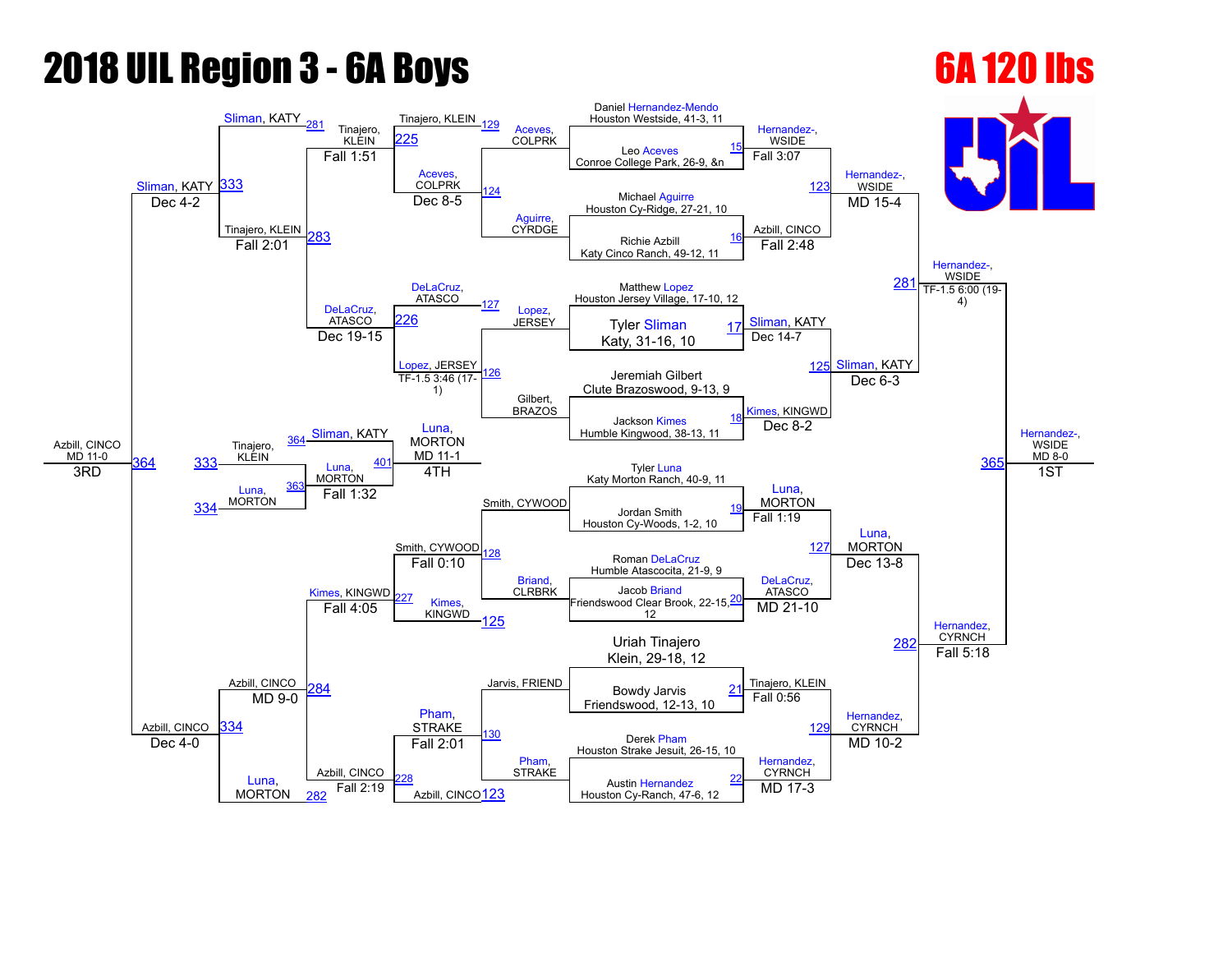# 2018 UIL Region 3 - 6A Boys

## 6A 120 lbs

### Championship Bracket — First Round

| Bout | Wrestler | Result |
|---|---|---|
| 15 | Daniel Hernandez-Mendo, Houston Westside, 41-3, 11 vs. Leo Aceves, Conroe College Park, 26-9, &n | Hernandez-, WSIDE, Fall 3:07 |
| 16 | Michael Aguirre, Houston Cy-Ridge, 27-21, 10 vs. Richie Azbill, Katy Cinco Ranch, 49-12, 11 | Azbill, CINCO, Fall 2:48 |
| 17 | Matthew Lopez, Houston Jersey Village, 17-10, 12 vs. Tyler Sliman, Katy, 31-16, 10 | Sliman, KATY, Dec 14-7 |
| 18 | Jeremiah Gilbert, Clute Brazoswood, 9-13, 9 vs. Jackson Kimes, Humble Kingwood, 38-13, 11 | Kimes, KINGWD, Dec 8-2 |
| 19 | Tyler Luna, Katy Morton Ranch, 40-9, 11 vs. Jordan Smith, Houston Cy-Woods, 1-2, 10 | Luna, MORTON, Fall 1:19 |
| 20 | Roman DeLaCruz, Humble Atascocita, 21-9, 9 vs. Jacob Briand, Friendswood Clear Brook, 22-15, 12 | DeLaCruz, ATASCO, MD 21-10 |
| 21 | Uriah Tinajero, Klein, 29-18, 12 vs. Bowdy Jarvis, Friendswood, 12-13, 10 | Tinajero, KLEIN, Fall 0:56 |
| 22 | Derek Pham, Houston Strake Jesuit, 26-15, 10 vs. Austin Hernandez, Houston Cy-Ranch, 47-6, 12 | Hernandez, CYRNCH, MD 17-3 |

### Championship Bracket — Semifinals

| Bout | Wrestlers | Result |
|---|---|---|
| 123 | Hernandez-, WSIDE vs. Azbill, CINCO | Hernandez-, WSIDE, MD 15-4 |
| 125 | Sliman, KATY vs. Kimes, KINGWD | Sliman, KATY, Dec 6-3 |
| 127 | Luna, MORTON vs. DeLaCruz, ATASCO | Luna, MORTON, Dec 13-8 |
| 129 | Tinajero, KLEIN vs. Hernandez, CYRNCH | Hernandez, CYRNCH, MD 10-2 |

### Championship Bracket — Finals

| Bout | Wrestlers | Result |
|---|---|---|
| 281 | Hernandez-, WSIDE vs. Sliman, KATY | Hernandez-, WSIDE, TF-1.5 6:00 (19-4) |
| 282 | Luna, MORTON vs. Hernandez, CYRNCH | Hernandez, CYRNCH, Fall 5:18 |
| 365 | Hernandez-, WSIDE vs. Hernandez, CYRNCH | Hernandez-, WSIDE, MD 8-0 — 1ST |

### Consolation Bracket

| Bout | Wrestlers | Result |
|---|---|---|
| 124 | Aceves, COLPRK vs. Aguirre, CYRDGE | Aceves, COLPRK, Dec 8-5 |
| 126 | Lopez, JERSEY vs. Gilbert, BRAZOS | Lopez, JERSEY, TF-1.5 3:46 (17-1) |
| 128 | Smith, CYWOOD vs. Briand, CLRBRK | Smith, CYWOOD, Fall 0:10 |
| 130 | Jarvis, FRIEND vs. Pham, STRAKE | Pham, STRAKE, Fall 2:01 |
| 129 | Tinajero, KLEIN vs. Aceves, COLPRK | Tinajero, KLEIN |
| 127 | DeLaCruz, ATASCO vs. Lopez, JERSEY | DeLaCruz, ATASCO |
| 125 | Kimes, KINGWD vs. Smith, CYWOOD | Kimes, KINGWD |
| 123 | Pham, STRAKE vs. Azbill, CINCO | Azbill, CINCO |
| 225 | Tinajero, KLEIN vs. Aceves, COLPRK | Tinajero, KLEIN, Fall 1:51 |
| 226 | DeLaCruz, ATASCO vs. Lopez, JERSEY | DeLaCruz, ATASCO, Dec 19-15 |
| 227 | Kimes, KINGWD vs. Smith, CYWOOD | Kimes, KINGWD, Fall 4:05 |
| 228 | Pham, STRAKE vs. Azbill, CINCO | Azbill, CINCO, Fall 2:19 |
| 283 | Tinajero, KLEIN vs. DeLaCruz, ATASCO | Tinajero, KLEIN, Fall 2:01 |
| 284 | Kimes, KINGWD vs. Azbill, CINCO | Azbill, CINCO, MD 9-0 |
| 281 | Sliman, KATY vs. Tinajero, KLEIN | Sliman, KATY |
| 282 | Luna, MORTON vs. Azbill, CINCO | Azbill, CINCO |
| 333 | Sliman, KATY vs. Tinajero, KLEIN | Sliman, KATY, Dec 4-2 |
| 334 | Azbill, CINCO vs. Luna, MORTON | Azbill, CINCO, Dec 4-0 |
| 364 | Sliman, KATY vs. Azbill, CINCO | Azbill, CINCO, MD 11-0 — 3RD |

### 5th/4th Place Bout

| Bout | Wrestlers | Result |
|---|---|---|
| 363 | Tinajero, KLEIN (333) vs. Luna, MORTON (334) | Luna, MORTON, Fall 1:32 |
| 401 | Sliman, KATY (364) vs. Luna, MORTON (363) | Luna, MORTON, MD 11-1 — 4TH |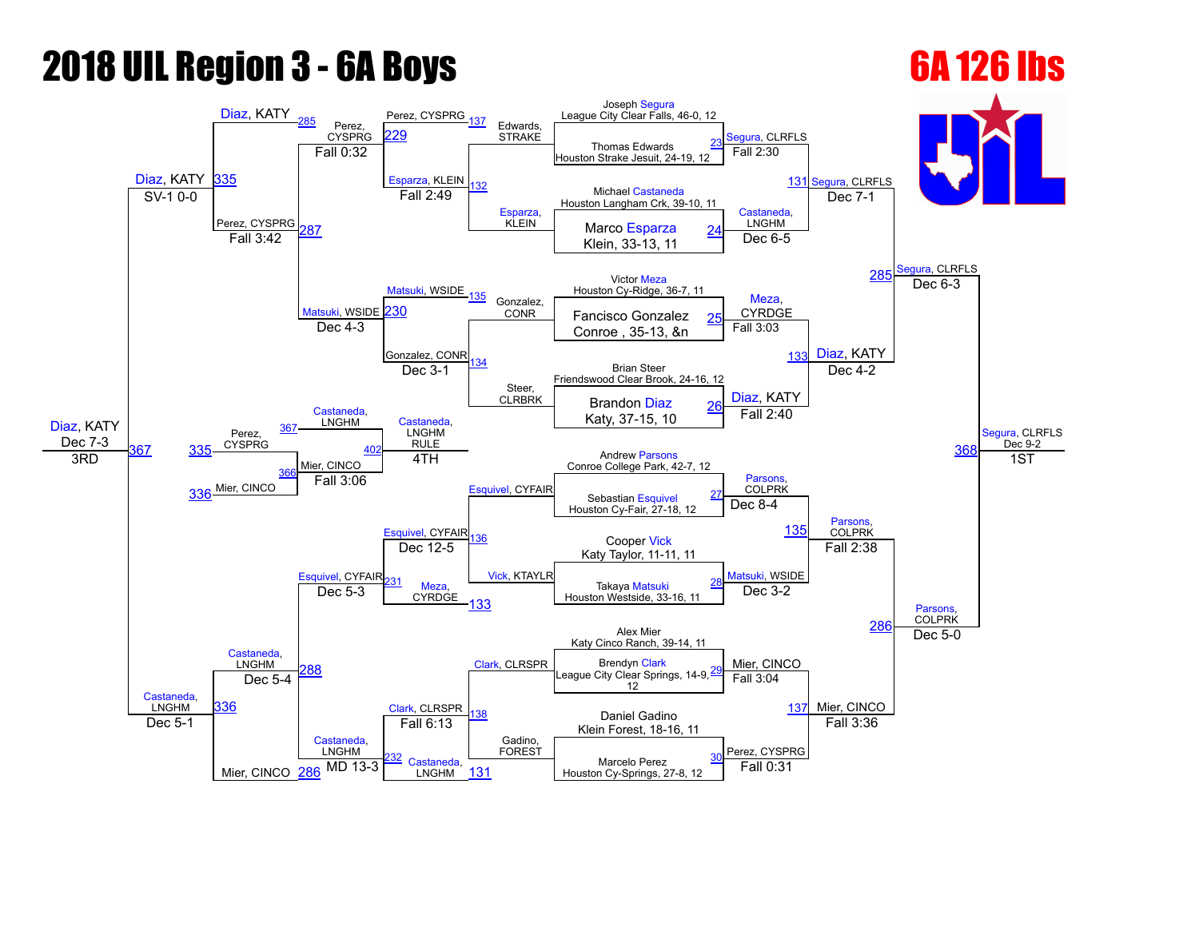# 2018 UIL Region 3 - 6A Boys

## 6A 126 lbs

### Championship Bracket

**First Round**

| Bout | Wrestler | Wrestler | Winner | Result |
|---|---|---|---|---|
| 23 | Joseph Segura, League City Clear Falls, 46-0, 12 | Thomas Edwards, Houston Strake Jesuit, 24-19, 12 | Segura, CLRFLS | Fall 2:30 |
| 24 | Michael Castaneda, Houston Langham Crk, 39-10, 11 | Marco Esparza, Klein, 33-13, 11 | Castaneda, LNGHM | Dec 6-5 |
| 25 | Victor Meza, Houston Cy-Ridge, 36-7, 11 | Fancisco Gonzalez, Conroe , 35-13, &n | Meza, CYRDGE | Fall 3:03 |
| 26 | Brian Steer, Friendswood Clear Brook, 24-16, 12 | Brandon Diaz, Katy, 37-15, 10 | Diaz, KATY | Fall 2:40 |
| 27 | Andrew Parsons, Conroe College Park, 42-7, 12 | Sebastian Esquivel, Houston Cy-Fair, 27-18, 12 | Parsons, COLPRK | Dec 8-4 |
| 28 | Cooper Vick, Katy Taylor, 11-11, 11 | Takaya Matsuki, Houston Westside, 33-16, 11 | Matsuki, WSIDE | Dec 3-2 |
| 29 | Alex Mier, Katy Cinco Ranch, 39-14, 11 | Brendyn Clark, League City Clear Springs, 14-9, 12 | Mier, CINCO | Fall 3:04 |
| 30 | Daniel Gadino, Klein Forest, 18-16, 11 | Marcelo Perez, Houston Cy-Springs, 27-8, 12 | Perez, CYSPRG | Fall 0:31 |

**Quarterfinals**

| Bout | Winner | Result |
|---|---|---|
| 131 | Segura, CLRFLS | Dec 7-1 |
| 133 | Diaz, KATY | Dec 4-2 |
| 135 | Parsons, COLPRK | Fall 2:38 |
| 137 | Mier, CINCO | Fall 3:36 |

**Semifinals**

| Bout | Winner | Result |
|---|---|---|
| 285 | Segura, CLRFLS | Dec 6-3 |
| 286 | Parsons, COLPRK | Dec 5-0 |

**Final**

| Bout | Winner | Result |
|---|---|---|
| 368 | Segura, CLRFLS | Dec 9-2 — 1ST |

### Consolation Bracket

| Bout | Wrestlers | Winner | Result |
|---|---|---|---|
| 137 | Edwards, STRAKE vs Perez, CYSPRG | Perez, CYSPRG | |
| 132 | Esparza, KLEIN | Esparza, KLEIN | Fall 2:49 |
| 229 | Perez, CYSPRG vs Esparza, KLEIN | Perez, CYSPRG | Fall 0:32 |
| 135 | Gonzalez, CONR vs Matsuki, WSIDE | Matsuki, WSIDE | |
| 134 | Steer, CLRBRK vs Gonzalez, CONR | Gonzalez, CONR | Dec 3-1 |
| 230 | Matsuki, WSIDE vs Gonzalez, CONR | Matsuki, WSIDE | Dec 4-3 |
| 136 | Esquivel, CYFAIR vs Vick, KTAYLR | Esquivel, CYFAIR | Dec 12-5 |
| 133 | Meza, CYRDGE | | |
| 231 | Esquivel, CYFAIR vs Meza, CYRDGE | Esquivel, CYFAIR | Dec 5-3 |
| 138 | Clark, CLRSPR vs Gadino, FOREST | Clark, CLRSPR | Fall 6:13 |
| 131 | Castaneda, LNGHM | | |
| 232 | Clark, CLRSPR vs Castaneda, LNGHM | Castaneda, LNGHM | MD 13-3 |
| 285 | Diaz, KATY | | |
| 287 | Perez, CYSPRG vs Matsuki, WSIDE | Perez, CYSPRG | Fall 3:42 |
| 335 | Diaz, KATY vs Perez, CYSPRG | Diaz, KATY | SV-1 0-0 |
| 288 | Castaneda, LNGHM vs Esquivel, CYFAIR | Castaneda, LNGHM | Dec 5-4 |
| 286 | Mier, CINCO | | |
| 336 | Castaneda, LNGHM vs Mier, CINCO | Castaneda, LNGHM | Dec 5-1 |
| 367 | Diaz, KATY vs Castaneda, LNGHM | Diaz, KATY | Dec 7-3 — 3RD |

### 4th Place

| Bout | Wrestlers | Winner | Result |
|---|---|---|---|
| 366 | Perez, CYSPRG (335) vs Mier, CINCO (336) | Mier, CINCO | |
| 402 | Castaneda, LNGHM (367) vs Mier, CINCO (366) | Castaneda, LNGHM | Fall 3:06 — 4TH (RULE) |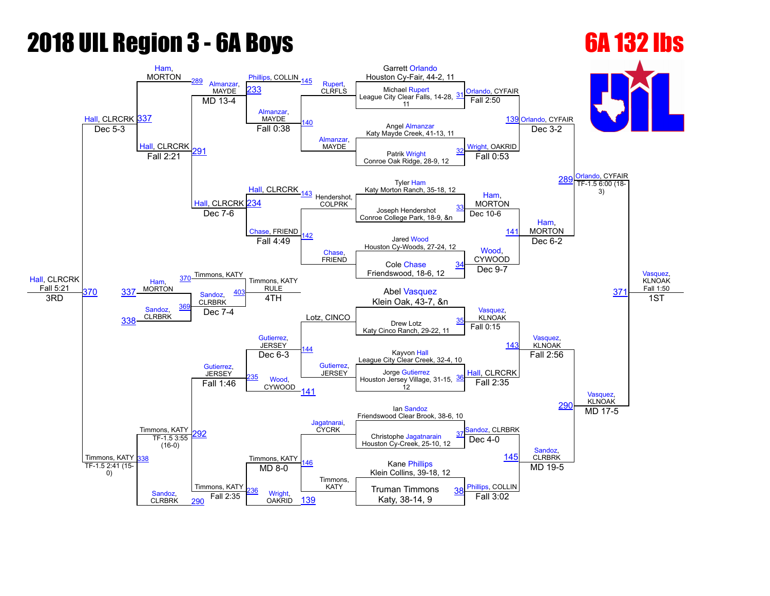# 2018 UIL Region 3 - 6A Boys

# 6A 132 lbs

## Championship Bracket

### First Round

| Bout | Wrestler 1 | Wrestler 2 | Winner | Result |
|---|---|---|---|---|
| 31 | Garrett Orlando, Houston Cy-Fair, 44-2, 11 | Michael Rupert, League City Clear Falls, 14-28, 11 | Orlando, CYFAIR | Fall 2:50 |
| 32 | Angel Almanzar, Katy Mayde Creek, 41-13, 11 | Patrik Wright, Conroe Oak Ridge, 28-9, 12 | Wright, OAKRID | Fall 0:53 |
| 33 | Tyler Ham, Katy Morton Ranch, 35-18, 12 | Joseph Hendershot, Conroe College Park, 18-9, &n | Ham, MORTON | Dec 10-6 |
| 34 | Jared Wood, Houston Cy-Woods, 27-24, 12 | Cole Chase, Friendswood, 18-6, 12 | Wood, CYWOOD | Dec 9-7 |
| 35 | Abel Vasquez, Klein Oak, 43-7, &n | Drew Lotz, Katy Cinco Ranch, 29-22, 11 | Vasquez, KLNOAK | Fall 0:15 |
| 36 | Kayvon Hall, League City Clear Creek, 32-4, 10 | Jorge Gutierrez, Houston Jersey Village, 31-15, 12 | Hall, CLRCRK | Fall 2:35 |
| 37 | Ian Sandoz, Friendswood Clear Brook, 38-6, 10 | Christophe Jagatnarain, Houston Cy-Creek, 25-10, 12 | Sandoz, CLRBRK | Dec 4-0 |
| 38 | Kane Phillips, Klein Collins, 39-18, 12 | Truman Timmons, Katy, 38-14, 9 | Phillips, COLLIN | Fall 3:02 |

### Quarterfinals

| Bout | Winner | Result |
|---|---|---|
| 139 | Orlando, CYFAIR | Dec 3-2 |
| 141 | Ham, MORTON | Dec 6-2 |
| 143 | Vasquez, KLNOAK | Fall 2:56 |
| 145 | Sandoz, CLRBRK | MD 19-5 |

### Semifinals

| Bout | Winner | Result |
|---|---|---|
| 289 | Orlando, CYFAIR | TF-1.5 6:00 (18-3) |
| 290 | Vasquez, KLNOAK | MD 17-5 |

### Final

| Bout | Winner | Result | Place |
|---|---|---|---|
| 371 | Vasquez, KLNOAK | Fall 1:50 | 1ST |

## Consolation Bracket

### Consolation Round 1

| Bout | Wrestlers | Winner | Result |
|---|---|---|---|
| 145 | Phillips, COLLIN / Rupert, CLRFLS | Rupert, CLRFLS | |
| 140 | Almanzar, MAYDE / (bye) | Almanzar, MAYDE | |
| 143 | Hall, CLRCRK / Hendershot, COLPRK | Hendershot, COLPRK | |
| 142 | Chase, FRIEND / (bye) | Chase, FRIEND | |
| 144 | Gutierrez, JERSEY / Lotz, CINCO | Gutierrez, JERSEY | |
| 146 | Timmons, KATY / Jagatnarai, CYCRK | Timmons, KATY | |

### Consolation Round 2

| Bout | Wrestlers | Winner | Result |
|---|---|---|---|
| 233 | Phillips, COLLIN / Almanzar, MAYDE | Almanzar, MAYDE | Fall 0:38 |
| 234 | Hall, CLRCRK / Chase, FRIEND | Chase, FRIEND | Fall 4:49 |
| 235 | Gutierrez, JERSEY / Wood, CYWOOD (141) | Gutierrez, JERSEY | Dec 6-3 |
| 236 | Timmons, KATY / Wright, OAKRID (139) | Timmons, KATY | MD 8-0 |

### Consolation Round 3

| Bout | Wrestlers | Winner | Result |
|---|---|---|---|
| 289 | Ham, MORTON / Almanzar, MAYDE | Almanzar, MAYDE | MD 13-4 |
| 291 | Hall, CLRCRK / Chase, FRIEND | Hall, CLRCRK | Dec 7-6 |
| 290 | Sandoz, CLRBRK / Gutierrez, JERSEY | Gutierrez, JERSEY | Fall 1:46 |
| 292 | Timmons, KATY | Timmons, KATY | Fall 2:35 |

### Consolation Semifinals

| Bout | Wrestlers | Winner | Result |
|---|---|---|---|
| 337 | Almanzar, MAYDE / Hall, CLRCRK | Hall, CLRCRK | Fall 2:21 |
| 338 | Sandoz, CLRBRK / Timmons, KATY | Timmons, KATY | TF-1.5 3:55 (16-0) |

### Consolation Final

| Bout | Wrestlers | Winner | Result |
|---|---|---|---|
| 337 / 338 | Hall, CLRCRK / Timmons, KATY | Hall, CLRCRK | Dec 5-3 |
| 338 | Timmons, KATY | Timmons, KATY | TF-1.5 2:41 (15-0) |

### 3rd Place

| Bout | Winner | Result | Place |
|---|---|---|---|
| 370 | Hall, CLRCRK | Fall 5:21 | 3RD |

### 5th Place / 4th Place

| Bout | Wrestlers | Winner | Result |
|---|---|---|---|
| 369 | Ham, MORTON (337) / Sandoz, CLRBRK (338) | Sandoz, CLRBRK | Dec 7-4 |
| 370 | Timmons, KATY | | |
| 403 | Timmons, KATY / Sandoz, CLRBRK | Timmons, KATY | RULE |

4TH: Timmons, KATY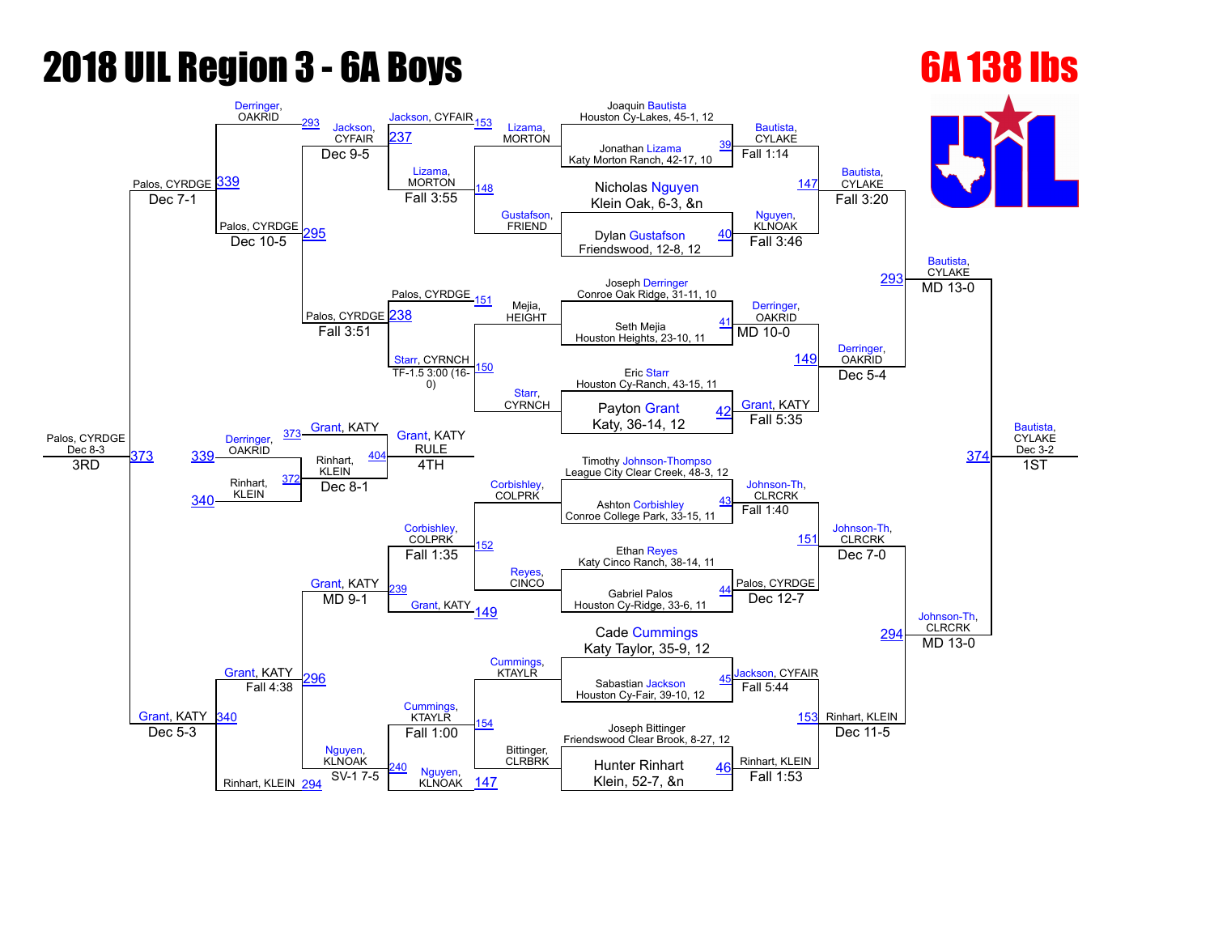# 2018 UIL Region 3 - 6A Boys

## 6A 138 lbs

### Championship Bracket

**First Round**

| Match | Wrestler 1 | Wrestler 2 | Winner | Result |
|---|---|---|---|---|
| 39 | Joaquin Bautista, Houston Cy-Lakes, 45-1, 12 | Jonathan Lizama, Katy Morton Ranch, 42-17, 10 | Bautista, CYLAKE | Fall 1:14 |
| 40 | Nicholas Nguyen, Klein Oak, 6-3, &n | Dylan Gustafson, Friendswood, 12-8, 12 | Nguyen, KLNOAK | Fall 3:46 |
| 41 | Joseph Derringer, Conroe Oak Ridge, 31-11, 10 | Seth Mejia, Houston Heights, 23-10, 11 | Derringer, OAKRID | MD 10-0 |
| 42 | Eric Starr, Houston Cy-Ranch, 43-15, 11 | Payton Grant, Katy, 36-14, 12 | Grant, KATY | Fall 5:35 |
| 43 | Timothy Johnson-Thompso, League City Clear Creek, 48-3, 12 | Ashton Corbishley, Conroe College Park, 33-15, 11 | Johnson-Th, CLRCRK | Fall 1:40 |
| 44 | Ethan Reyes, Katy Cinco Ranch, 38-14, 11 | Gabriel Palos, Houston Cy-Ridge, 33-6, 11 | Palos, CYRDGE | Dec 12-7 |
| 45 | Cade Cummings, Katy Taylor, 35-9, 12 | Sabastian Jackson, Houston Cy-Fair, 39-10, 12 | Jackson, CYFAIR | Fall 5:44 |
| 46 | Joseph Bittinger, Friendswood Clear Brook, 8-27, 12 | Hunter Rinhart, Klein, 52-7, &n | Rinhart, KLEIN | Fall 1:53 |

**Quarterfinals**

| Match | Wrestler 1 | Wrestler 2 | Winner | Result |
|---|---|---|---|---|
| 147 | Bautista, CYLAKE | Nguyen, KLNOAK | Bautista, CYLAKE | Fall 3:20 |
| 149 | Derringer, OAKRID | Grant, KATY | Derringer, OAKRID | Dec 5-4 |
| 151 | Johnson-Th, CLRCRK | Palos, CYRDGE | Johnson-Th, CLRCRK | Dec 7-0 |
| 153 | Jackson, CYFAIR | Rinhart, KLEIN | Rinhart, KLEIN | Dec 11-5 |

**Semifinals**

| Match | Wrestler 1 | Wrestler 2 | Winner | Result |
|---|---|---|---|---|
| 293 | Bautista, CYLAKE | Derringer, OAKRID | Bautista, CYLAKE | MD 13-0 |
| 294 | Johnson-Th, CLRCRK | Rinhart, KLEIN | Johnson-Th, CLRCRK | MD 13-0 |

**Final (1st Place)**

| Match | Wrestler 1 | Wrestler 2 | Winner | Result |
|---|---|---|---|---|
| 374 | Bautista, CYLAKE | Johnson-Th, CLRCRK | Bautista, CYLAKE | Dec 3-2 |

### Consolation Bracket

**Consolation Round 1**

| Match | Wrestler 1 | Wrestler 2 | Winner | Result |
|---|---|---|---|---|
| 148 | Lizama, MORTON | Gustafson, FRIEND | Lizama, MORTON | Fall 3:55 |
| 150 | Mejia, HEIGHT | Starr, CYRNCH | Starr, CYRNCH | TF-1.5 3:00 (16-0) |
| 152 | Corbishley, COLPRK | Reyes, CINCO | Corbishley, COLPRK | Fall 1:35 |
| 154 | Cummings, KTAYLR | Bittinger, CLRBRK | Cummings, KTAYLR | Fall 1:00 |

**Consolation Round 2**

| Match | Wrestler 1 | Wrestler 2 | Winner | Result |
|---|---|---|---|---|
| 153 | Jackson, CYFAIR | Lizama, MORTON | Jackson, CYFAIR | Dec 9-5 |
| 151 | Palos, CYRDGE | Starr, CYRNCH | Palos, CYRDGE | Fall 3:51 |
| 239 | Corbishley, COLPRK | Grant, KATY | Grant, KATY | MD 9-1 |
| 240 | Cummings, KTAYLR | Nguyen, KLNOAK | Nguyen, KLNOAK | SV-1 7-5 |

**Consolation Round 3**

| Match | Wrestler 1 | Wrestler 2 | Winner | Result |
|---|---|---|---|---|
| 295 | Jackson, CYFAIR | Palos, CYRDGE | Palos, CYRDGE | Dec 10-5 |
| 296 | Grant, KATY | Nguyen, KLNOAK | Grant, KATY | Fall 4:38 |

**Consolation Semifinals**

| Match | Wrestler 1 | Wrestler 2 | Winner | Result |
|---|---|---|---|---|
| 339 | Derringer, OAKRID | Palos, CYRDGE | Palos, CYRDGE | Dec 7-1 |
| 340 | Grant, KATY | Rinhart, KLEIN | Grant, KATY | Dec 5-3 |

**3rd Place**

| Match | Wrestler 1 | Wrestler 2 | Winner | Result |
|---|---|---|---|---|
| 373 | Palos, CYRDGE | Grant, KATY | Palos, CYRDGE | Dec 8-3 |

**4th Place Bracket**

| Match | Wrestler 1 | Wrestler 2 | Winner | Result |
|---|---|---|---|---|
| 372 | Derringer, OAKRID | Rinhart, KLEIN | Rinhart, KLEIN | Dec 8-1 |
| 404 | Grant, KATY | Rinhart, KLEIN | Grant, KATY | RULE |

### Final Placings

- **1ST:** Bautista, CYLAKE
- **3RD:** Palos, CYRDGE
- **4TH:** Grant, KATY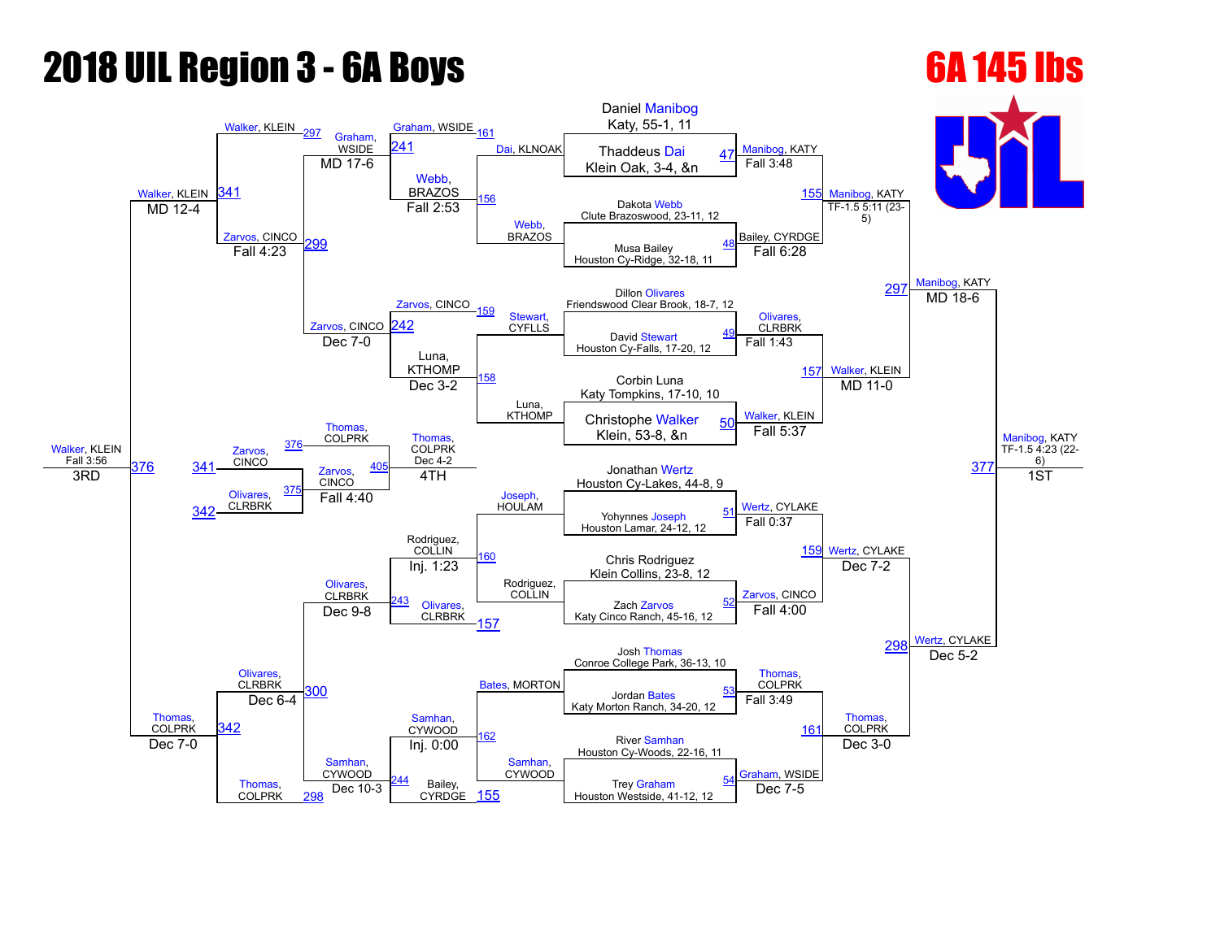# 2018 UIL Region 3 - 6A Boys

## 6A 145 lbs

### Championship Bracket

**First Round**

| Bout | Wrestler 1 | Wrestler 2 | Winner | Result |
|---|---|---|---|---|
| 47 | Daniel Manibog, Katy, 55-1, 11 | Thaddeus Dai, Klein Oak, 3-4, &n | Manibog, KATY | Fall 3:48 |
| 48 | Dakota Webb, Clute Brazoswood, 23-11, 12 | Musa Bailey, Houston Cy-Ridge, 32-18, 11 | Bailey, CYRDGE | Fall 6:28 |
| 49 | Dillon Olivares, Friendswood Clear Brook, 18-7, 12 | David Stewart, Houston Cy-Falls, 17-20, 12 | Olivares, CLRBRK | Fall 1:43 |
| 50 | Corbin Luna, Katy Tompkins, 17-10, 10 | Christophe Walker, Klein, 53-8, &n | Walker, KLEIN | Fall 5:37 |
| 51 | Jonathan Wertz, Houston Cy-Lakes, 44-8, 9 | Yohynnes Joseph, Houston Lamar, 24-12, 12 | Wertz, CYLAKE | Fall 0:37 |
| 52 | Chris Rodriguez, Klein Collins, 23-8, 12 | Zach Zarvos, Katy Cinco Ranch, 45-16, 12 | Zarvos, CINCO | Fall 4:00 |
| 53 | Josh Thomas, Conroe College Park, 36-13, 10 | Jordan Bates, Katy Morton Ranch, 34-20, 12 | Thomas, COLPRK | Fall 3:49 |
| 54 | River Samhan, Houston Cy-Woods, 22-16, 11 | Trey Graham, Houston Westside, 41-12, 12 | Graham, WSIDE | Dec 7-5 |

**Quarterfinals**

| Bout | Winner | Result |
|---|---|---|
| 155 | Manibog, KATY | TF-1.5 5:11 (23-5) |
| 157 | Walker, KLEIN | MD 11-0 |
| 159 | Wertz, CYLAKE | Dec 7-2 |
| 161 | Thomas, COLPRK | Dec 3-0 |

**Semifinals**

| Bout | Winner | Result |
|---|---|---|
| 297 | Manibog, KATY | MD 18-6 |
| 298 | Wertz, CYLAKE | Dec 5-2 |

**Final**

| Bout | Winner | Result | Place |
|---|---|---|---|
| 377 | Manibog, KATY | TF-1.5 4:23 (22-6) | 1ST |

### Consolation Bracket

**Consolation Round 1**

| Bout | Wrestlers | Winner | Result |
|---|---|---|---|
| 156 | Dai, KLNOAK / Webb, BRAZOS | Webb, BRAZOS | Fall 2:53 |
| 158 | Stewart, CYFLLS / Luna, KTHOMP | Luna, KTHOMP | Dec 3-2 |
| 160 | Joseph, HOULAM / Rodriguez, COLLIN | Rodriguez, COLLIN | Inj. 1:23 |
| 162 | Bates, MORTON / Samhan, CYWOOD | Samhan, CYWOOD | Inj. 0:00 |

**Consolation Round 2**

| Bout | Wrestlers | Winner | Result |
|---|---|---|---|
| 241 | Graham, WSIDE / Webb, BRAZOS | Graham, WSIDE | MD 17-6 |
| 242 | Zarvos, CINCO / Luna, KTHOMP | Zarvos, CINCO | Dec 7-0 |
| 243 | Rodriguez, COLLIN / Olivares, CLRBRK | Olivares, CLRBRK | Dec 9-8 |
| 244 | Samhan, CYWOOD / Bailey, CYRDGE | Samhan, CYWOOD | Dec 10-3 |

**Consolation Round 3**

| Bout | Wrestlers | Winner | Result |
|---|---|---|---|
| 297 | Walker, KLEIN / Graham, WSIDE | Walker, KLEIN | — |
| 299 | Graham, WSIDE / Zarvos, CINCO | Zarvos, CINCO | Fall 4:23 |
| 300 | Olivares, CLRBRK / Samhan, CYWOOD | Olivares, CLRBRK | Dec 6-4 |
| 298 | Thomas, COLPRK / Samhan, CYWOOD | Thomas, COLPRK | — |

**Consolation Semifinals**

| Bout | Wrestlers | Winner | Result |
|---|---|---|---|
| 341 | Walker, KLEIN / Zarvos, CINCO | Walker, KLEIN | MD 12-4 |
| 342 | Olivares, CLRBRK / Thomas, COLPRK | Thomas, COLPRK | Dec 7-0 |

**3rd Place**

| Bout | Winner | Result | Place |
|---|---|---|---|
| 376 | Walker, KLEIN | Fall 3:56 | 3RD |

**5th Place**

| Bout | Wrestlers | Winner | Result |
|---|---|---|---|
| 341 / 342 | Zarvos, CINCO / Olivares, CLRBRK | Zarvos, CINCO | Fall 4:40 |

**4th Place**

| Bout | Wrestlers | Winner | Result | Place |
|---|---|---|---|---|
| 376 / 375 / 405 | Thomas, COLPRK / Zarvos, CINCO | Thomas, COLPRK | Dec 4-2 | 4TH |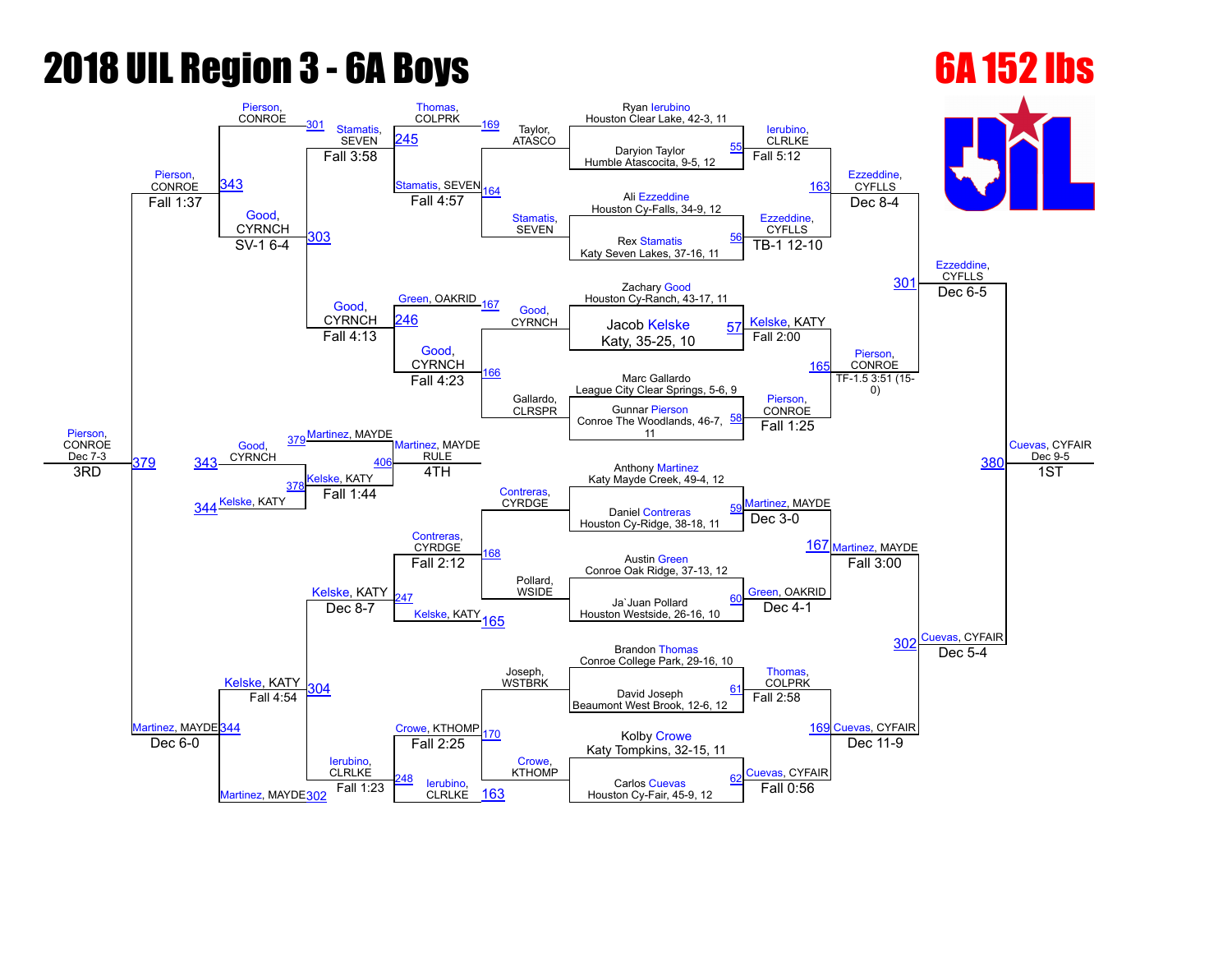# 2018 UIL Region 3 - 6A Boys

## 6A 152 lbs

### Championship Bracket

**First Round / Quarterfinals**

| Bout | Wrestler | Wrestler | Winner | Result |
|---|---|---|---|---|
| 55 | Ryan Ierubino, Houston Clear Lake, 42-3, 11 | Daryion Taylor, Humble Atascocita, 9-5, 12 | Ierubino, CLRLKE | Fall 5:12 |
| 56 | Ali Ezzeddine, Houston Cy-Falls, 34-9, 12 | Rex Stamatis, Katy Seven Lakes, 37-16, 11 | Ezzeddine, CYFLLS | TB-1 12-10 |
| 57 | Zachary Good, Houston Cy-Ranch, 43-17, 11 | Jacob Kelske, Katy, 35-25, 10 | Kelske, KATY | Fall 2:00 |
| 58 | Marc Gallardo, League City Clear Springs, 5-6, 9 | Gunnar Pierson, Conroe The Woodlands, 46-7, 11 | Pierson, CONROE | Fall 1:25 |
| 59 | Anthony Martinez, Katy Mayde Creek, 49-4, 12 | Daniel Contreras, Houston Cy-Ridge, 38-18, 11 | Martinez, MAYDE | Dec 3-0 |
| 60 | Austin Green, Conroe Oak Ridge, 37-13, 12 | Ja`Juan Pollard, Houston Westside, 26-16, 10 | Green, OAKRID | Dec 4-1 |
| 61 | Brandon Thomas, Conroe College Park, 29-16, 10 | David Joseph, Beaumont West Brook, 12-6, 12 | Thomas, COLPRK | Fall 2:58 |
| 62 | Kolby Crowe, Katy Tompkins, 32-15, 11 | Carlos Cuevas, Houston Cy-Fair, 45-9, 12 | Cuevas, CYFAIR | Fall 0:56 |

**Semifinals**

| Bout | Wrestler | Wrestler | Winner | Result |
|---|---|---|---|---|
| 163 | Ierubino, CLRLKE | Ezzeddine, CYFLLS | Ezzeddine, CYFLLS | Dec 8-4 |
| 165 | Kelske, KATY | Pierson, CONROE | Pierson, CONROE | TF-1.5 3:51 (15-0) |
| 167 | Martinez, MAYDE | Green, OAKRID | Martinez, MAYDE | Fall 3:00 |
| 169 | Thomas, COLPRK | Cuevas, CYFAIR | Cuevas, CYFAIR | Dec 11-9 |

**Finals (Second Round)**

| Bout | Wrestler | Wrestler | Winner | Result |
|---|---|---|---|---|
| 301 | Ezzeddine, CYFLLS | Pierson, CONROE | Ezzeddine, CYFLLS | Dec 6-5 |
| 302 | Martinez, MAYDE | Cuevas, CYFAIR | Cuevas, CYFAIR | Dec 5-4 |
| 380 | Ezzeddine, CYFLLS | Cuevas, CYFAIR | Cuevas, CYFAIR (1ST) | Dec 9-5 |

### Consolation Bracket

| Bout | Wrestler | Wrestler | Winner | Result |
|---|---|---|---|---|
| 164 | Taylor, ATASCO | Stamatis, SEVEN | Stamatis, SEVEN | |
| 166 | Good, CYRNCH | Gallardo, CLRSPR | Good, CYRNCH | |
| 168 | Contreras, CYRDGE | Pollard, WSIDE | Contreras, CYRDGE | |
| 170 | Joseph, WSTBRK | Crowe, KTHOMP | Crowe, KTHOMP | |
| 245 | Thomas, COLPRK | Stamatis, SEVEN | Stamatis, SEVEN | Fall 4:57 |
| 246 | Green, OAKRID | Good, CYRNCH | Good, CYRNCH | Fall 4:23 |
| 247 | Contreras, CYRDGE | Kelske, KATY | Kelske, KATY | Fall 2:12 |
| 248 | Crowe, KTHOMP | Ierubino, CLRLKE | Ierubino, CLRLKE | Fall 2:25 |
| 303 | Stamatis, SEVEN | Good, CYRNCH | Good, CYRNCH | Fall 3:58 |
| 304 | Kelske, KATY | Ierubino, CLRLKE | Kelske, KATY | Dec 8-7 |
| 343 | Pierson, CONROE | Good, CYRNCH | Pierson, CONROE | Fall 1:37 |
| 344 | Kelske, KATY | Martinez, MAYDE | Martinez, MAYDE | Fall 4:54 |
| 379 | Pierson, CONROE | Martinez, MAYDE | Pierson, CONROE (3RD) | Dec 7-3 |
| 406 | Martinez, MAYDE | Kelske, KATY | Martinez, MAYDE (RULE, 4TH) | Fall 1:44 |

Additional results shown: Good, CYRNCH — SV-1 6-4 (bout 303 area); Good, CYRNCH — Fall 4:13; Martinez, MAYDE — Dec 6-0; Ierubino, CLRLKE — Fall 1:23.

**Placings:** 1ST Cuevas, CYFAIR; 2ND Ezzeddine, CYFLLS; 3RD Pierson, CONROE; 4TH Martinez, MAYDE (RULE)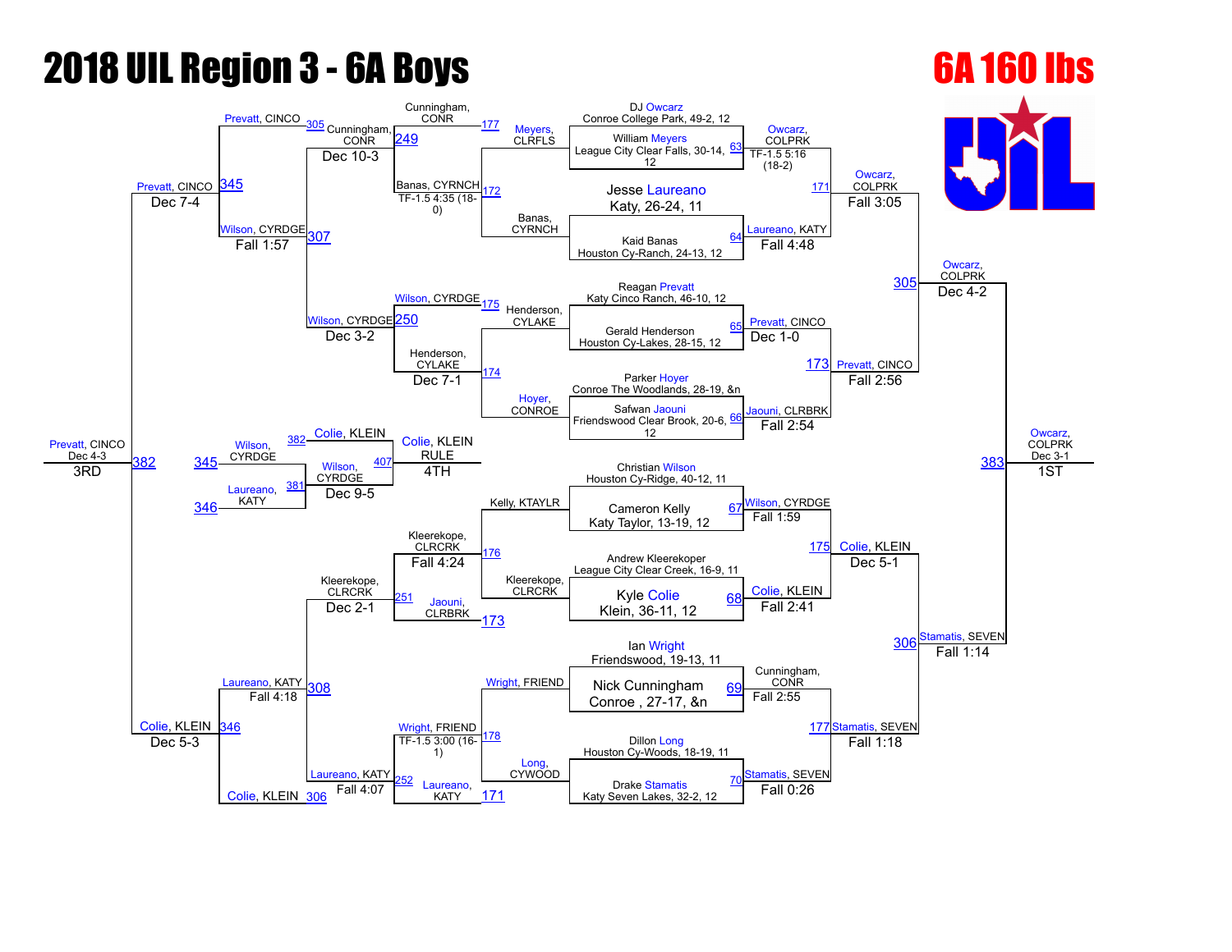# 2018 UIL Region 3 - 6A Boys

## 6A 160 lbs

### Championship Bracket

**First Round**

| Bout | Wrestler | Opponent | Winner | Result |
|---|---|---|---|---|
| 63 | William Meyers, League City Clear Falls, 30-14, 12 | DJ Owcarz, Conroe College Park, 49-2, 12 | Owcarz, COLPRK | TF-1.5 5:16 (18-2) |
| 64 | Kaid Banas, Houston Cy-Ranch, 24-13, 12 | Jesse Laureano, Katy, 26-24, 11 | Laureano, KATY | Fall 4:48 |
| 65 | Gerald Henderson, Houston Cy-Lakes, 28-15, 12 | Reagan Prevatt, Katy Cinco Ranch, 46-10, 12 | Prevatt, CINCO | Dec 1-0 |
| 66 | Safwan Jaouni, Friendswood Clear Brook, 20-6, 12 | Parker Hoyer, Conroe The Woodlands, 28-19, &n | Jaouni, CLRBRK | Fall 2:54 |
| 67 | Cameron Kelly, Katy Taylor, 13-19, 12 | Christian Wilson, Houston Cy-Ridge, 40-12, 11 | Wilson, CYRDGE | Fall 1:59 |
| 68 | Kyle Colie, Klein, 36-11, 12 | Andrew Kleerekoper, League City Clear Creek, 16-9, 11 | Colie, KLEIN | Fall 2:41 |
| 69 | Nick Cunningham, Conroe, 27-17, &n | Ian Wright, Friendswood, 19-13, 11 | Cunningham, CONR | Fall 2:55 |
| 70 | Drake Stamatis, Katy Seven Lakes, 32-2, 12 | Dillon Long, Houston Cy-Woods, 18-19, 11 | Stamatis, SEVEN | Fall 0:26 |

**Quarterfinals**

| Bout | Winner | Result |
|---|---|---|
| 171 | Owcarz, COLPRK | Fall 3:05 |
| 173 | Prevatt, CINCO | Fall 2:56 |
| 175 | Colie, KLEIN | Dec 5-1 |
| 177 | Stamatis, SEVEN | Fall 1:18 |

**Semifinals**

| Bout | Winner | Result |
|---|---|---|
| 305 | Owcarz, COLPRK | Dec 4-2 |
| 306 | Stamatis, SEVEN | Fall 1:14 |

**Final**

| Bout | Winner | Result | Place |
|---|---|---|---|
| 383 | Owcarz, COLPRK | Dec 3-1 | 1ST |

### Consolation Bracket

| Bout | Wrestlers | Winner | Result |
|---|---|---|---|
| 172 | Banas, CYRNCH vs Meyers, CLRFLS | Banas, CYRNCH | TF-1.5 4:35 (18-0) |
| 174 | Henderson, CYLAKE vs Hoyer, CONROE | Henderson, CYLAKE | Dec 7-1 |
| 176 | Kelly, KTAYLR vs Kleerekope, CLRCRK | Kleerekope, CLRCRK | Fall 4:24 |
| 178 | Wright, FRIEND vs Long, CYWOOD | Wright, FRIEND | TF-1.5 3:00 (16-1) |
| 249 | Cunningham, CONR vs Banas, CYRNCH | Cunningham, CONR | Dec 10-3 |
| 250 | Wilson, CYRDGE vs Henderson, CYLAKE | Wilson, CYRDGE | Dec 3-2 |
| 251 | Kleerekope, CLRCRK vs Jaouni, CLRBRK | Kleerekope, CLRCRK | Dec 2-1 |
| 252 | Wright, FRIEND vs Laureano, KATY | Laureano, KATY | Fall 4:07 |
| 307 | Prevatt, CINCO vs Wilson, CYRDGE | Prevatt, CINCO | Dec 7-4 |
| 308 | Laureano, KATY vs Colie, KLEIN | Colie, KLEIN | Dec 5-3 |
| 345 | Cunningham, CONR vs Wilson, CYRDGE | Wilson, CYRDGE | Fall 1:57 |
| 346 | Kleerekope, CLRCRK vs Laureano, KATY | Laureano, KATY | Fall 4:18 |
| 381 | Wilson, CYRDGE vs Laureano, KATY | Wilson, CYRDGE | Dec 9-5 |
| 382 | Prevatt, CINCO vs Colie, KLEIN | Prevatt, CINCO | Dec 4-3 (3RD) |
| 407 | Colie, KLEIN vs Wilson, CYRDGE | Colie, KLEIN | RULE (4TH) |

### Placements

| Place | Wrestler |
|---|---|
| 1ST | Owcarz, COLPRK |
| 3RD | Prevatt, CINCO |
| 4TH | Colie, KLEIN |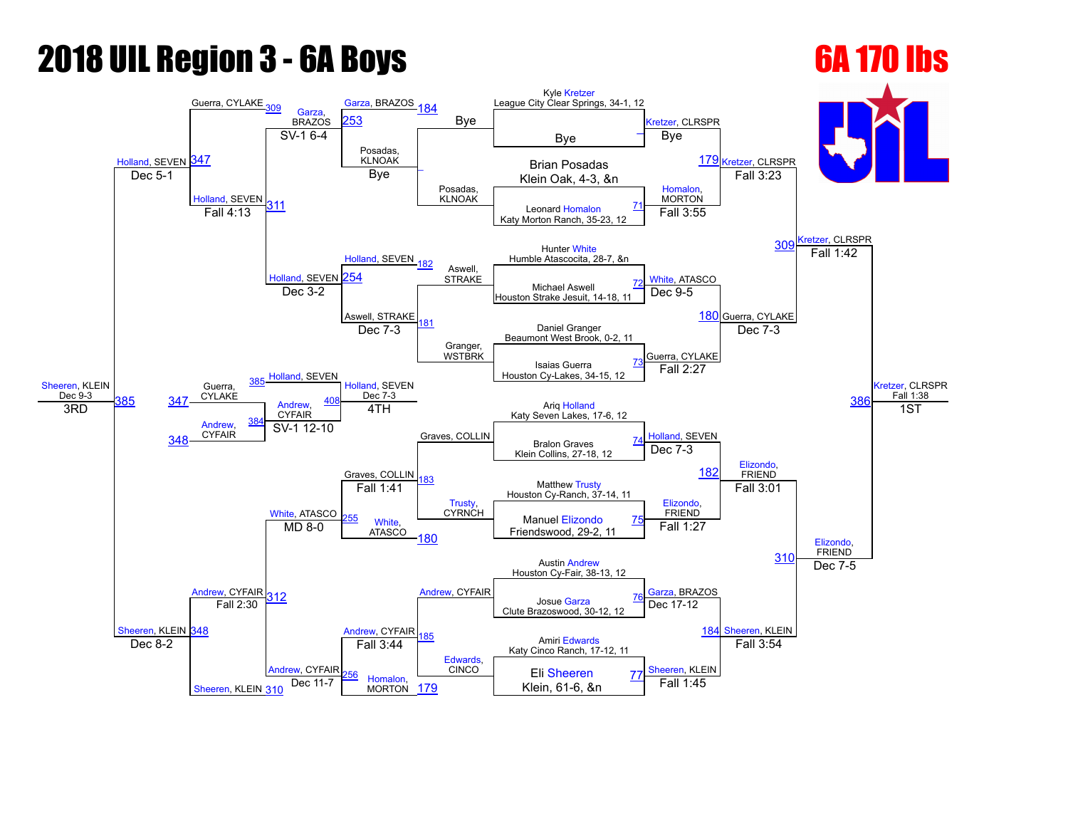# 2018 UIL Region 3 - 6A Boys

## 6A 170 lbs

### Championship Bracket

**First Round**

| Bout | Wrestler 1 | Wrestler 2 | Winner | Result |
|---|---|---|---|---|
| | Kyle Kretzer, League City Clear Springs, 34-1, 12 | Bye | Kretzer, CLRSPR | Bye |
| 71 | Brian Posadas, Klein Oak, 4-3, &n | Leonard Homalon, Katy Morton Ranch, 35-23, 12 | Homalon, MORTON | Fall 3:55 |
| 72 | Hunter White, Humble Atascocita, 28-7, &n | Michael Aswell, Houston Strake Jesuit, 14-18, 11 | White, ATASCO | Dec 9-5 |
| 73 | Daniel Granger, Beaumont West Brook, 0-2, 11 | Isaias Guerra, Houston Cy-Lakes, 34-15, 12 | Guerra, CYLAKE | Fall 2:27 |
| 74 | Ariq Holland, Katy Seven Lakes, 17-6, 12 | Bralon Graves, Klein Collins, 27-18, 12 | Holland, SEVEN | Dec 7-3 |
| 75 | Matthew Trusty, Houston Cy-Ranch, 37-14, 11 | Manuel Elizondo, Friendswood, 29-2, 11 | Elizondo, FRIEND | Fall 1:27 |
| 76 | Austin Andrew, Houston Cy-Fair, 38-13, 12 | Josue Garza, Clute Brazoswood, 30-12, 12 | Garza, BRAZOS | Dec 17-12 |
| 77 | Amiri Edwards, Katy Cinco Ranch, 17-12, 11 | Eli Sheeren, Klein, 61-6, &n | Sheeren, KLEIN | Fall 1:45 |

**Quarterfinals**

| Bout | Wrestler 1 | Wrestler 2 | Winner | Result |
|---|---|---|---|---|
| 179 | Kretzer, CLRSPR | Homalon, MORTON | Kretzer, CLRSPR | Fall 3:23 |
| 180 | White, ATASCO | Guerra, CYLAKE | Guerra, CYLAKE | Dec 7-3 |
| 182 | Holland, SEVEN | Elizondo, FRIEND | Elizondo, FRIEND | Fall 3:01 |
| 184 | Garza, BRAZOS | Sheeren, KLEIN | Sheeren, KLEIN | Fall 3:54 |

**Semifinals**

| Bout | Wrestler 1 | Wrestler 2 | Winner | Result |
|---|---|---|---|---|
| 309 | Kretzer, CLRSPR | Guerra, CYLAKE | Kretzer, CLRSPR | Fall 1:42 |
| 310 | Elizondo, FRIEND | Sheeren, KLEIN | Elizondo, FRIEND | Dec 7-5 |

**Finals**

| Bout | Wrestler 1 | Wrestler 2 | Winner | Result |
|---|---|---|---|---|
| 386 | Kretzer, CLRSPR | Elizondo, FRIEND | Kretzer, CLRSPR | Fall 1:38 |

**1ST:** Kretzer, CLRSPR

### Consolation Bracket

| Bout | Wrestler 1 | Wrestler 2 | Winner | Result |
|---|---|---|---|---|
| | Garza, BRAZOS | Bye | Garza, BRAZOS | Bye |
| | Posadas, KLNOAK | Bye | Posadas, KLNOAK | Bye |
| 182 | Holland, SEVEN | Aswell, STRAKE | Holland, SEVEN | |
| 181 | Aswell, STRAKE | Granger, WSTBRK | Aswell, STRAKE | Dec 7-3 |
| 183 | Graves, COLLIN | Trusty, CYRNCH | Graves, COLLIN | Fall 1:41 |
| 180 | White, ATASCO | | White, ATASCO | |
| 185 | Andrew, CYFAIR | Edwards, CINCO | Andrew, CYFAIR | Fall 3:44 |
| 179 | Homalon, MORTON | | | |
| 253 | Garza, BRAZOS | Posadas, KLNOAK | Garza, BRAZOS | SV-1 6-4 |
| 254 | Holland, SEVEN | Aswell, STRAKE | Holland, SEVEN | Dec 3-2 |
| 255 | Graves, COLLIN | White, ATASCO | White, ATASCO | MD 8-0 |
| 256 | Andrew, CYFAIR | Homalon, MORTON | Andrew, CYFAIR | Dec 11-7 |
| 309 / 311 | Guerra, CYLAKE | Holland, SEVEN | Holland, SEVEN | Fall 4:13 |
| 312 / 310 | Andrew, CYFAIR | Sheeren, KLEIN | Sheeren, KLEIN | Dec 8-2 |
| 347 | Holland, SEVEN | Sheeren, KLEIN | Sheeren, KLEIN | Dec 5-1 |

**3rd Place**

| Bout | Wrestler 1 | Wrestler 2 | Winner | Result |
|---|---|---|---|---|
| 385 | Holland, SEVEN | Sheeren, KLEIN | Sheeren, KLEIN | Dec 9-3 |

**3RD:** Sheeren, KLEIN

**5th Place**

| Bout | Wrestler 1 | Wrestler 2 | Winner | Result |
|---|---|---|---|---|
| 384 | Guerra, CYLAKE (347) | Andrew, CYFAIR (348) | Andrew, CYFAIR | SV-1 12-10 |

**4th Place**

| Bout | Wrestler 1 | Wrestler 2 | Winner | Result |
|---|---|---|---|---|
| 408 | Holland, SEVEN (385) | Andrew, CYFAIR (384) | Holland, SEVEN | Dec 7-3 |

**4TH:** Holland, SEVEN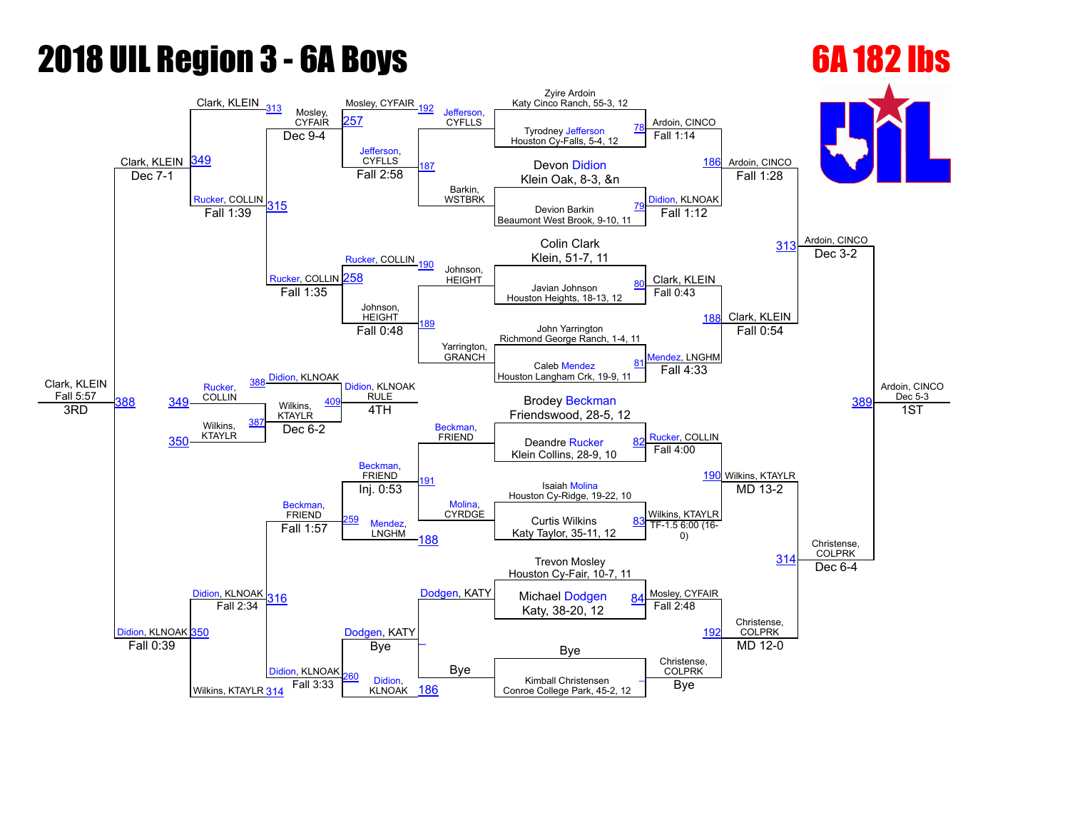# 2018 UIL Region 3 - 6A Boys

## 6A 182 lbs

### Championship Bracket

**First Round (Bout 78–84)**

- Zyire Ardoin, Katy Cinco Ranch, 55-3, 12 vs. Tyrodney Jefferson, Houston Cy-Falls, 5-4, 12 (78) — Ardoin, CINCO, Fall 1:14
- Devon Didion, Klein Oak, 8-3, &n vs. Devion Barkin, Beaumont West Brook, 9-10, 11 (79) — Didion, KLNOAK, Fall 1:12
- Colin Clark, Klein, 51-7, 11 vs. Javian Johnson, Houston Heights, 18-13, 12 (80) — Clark, KLEIN, Fall 0:43
- John Yarrington, Richmond George Ranch, 1-4, 11 vs. Caleb Mendez, Houston Langham Crk, 19-9, 11 (81) — Mendez, LNGHM, Fall 4:33
- Brodey Beckman, Friendswood, 28-5, 12 vs. Deandre Rucker, Klein Collins, 28-9, 10 (82) — Rucker, COLLIN, Fall 4:00
- Isaiah Molina, Houston Cy-Ridge, 19-22, 10 vs. Curtis Wilkins, Katy Taylor, 35-11, 12 (83) — Wilkins, KTAYLR, TF-1.5 6:00 (16-0)
- Trevon Mosley, Houston Cy-Fair, 10-7, 11 vs. Michael Dodgen, Katy, 38-20, 12 (84) — Mosley, CYFAIR, Fall 2:48
- Bye vs. Kimball Christensen, Conroe College Park, 45-2, 12 — Christense, COLPRK, Bye

**Quarterfinals (Bout 186, 188, 190, 192)**

- Ardoin, CINCO vs. Didion, KLNOAK (186) — Ardoin, CINCO, Fall 1:28
- Clark, KLEIN vs. Mendez, LNGHM (188) — Clark, KLEIN, Fall 0:54
- Rucker, COLLIN vs. Wilkins, KTAYLR (190) — Wilkins, KTAYLR, MD 13-2
- Mosley, CYFAIR vs. Christense, COLPRK (192) — Christense, COLPRK, MD 12-0

**Semifinals (Bout 313, 314)**

- Ardoin, CINCO vs. Clark, KLEIN (313) — Ardoin, CINCO, Dec 3-2
- Wilkins, KTAYLR vs. Christense, COLPRK (314) — Christense, COLPRK, Dec 6-4

**Final (Bout 389)**

- Ardoin, CINCO vs. Christense, COLPRK (389) — Ardoin, CINCO, Dec 5-3 — **1ST**

### Consolation Bracket

**Consolation Round 1**

- Jefferson, CYFLLS vs. Barkin, WSTBRK (187) — Jefferson, CYFLLS, Fall 2:58
- Johnson, HEIGHT vs. Yarrington, GRANCH (189) — Johnson, HEIGHT, Fall 0:48
- Beckman, FRIEND vs. Molina, CYRDGE (191) — Beckman, FRIEND, Inj. 0:53
- Dodgen, KATY vs. Bye — Dodgen, KATY, Bye

**Consolation Round 2**

- Mosley, CYFAIR vs. Jefferson, CYFLLS (192, 257) — Mosley, CYFAIR, Dec 9-4
- Rucker, COLLIN vs. Johnson, HEIGHT (190, 258) — Rucker, COLLIN, Fall 1:35
- Beckman, FRIEND vs. Mendez, LNGHM (188, 259) — Beckman, FRIEND, Fall 1:57
- Dodgen, KATY vs. Didion, KLNOAK (186, 260) — Didion, KLNOAK, Fall 3:33

**Consolation Round 3**

- Clark, KLEIN vs. Mosley, CYFAIR (313) — Clark, KLEIN
- Rucker, COLLIN (315) — Rucker, COLLIN, Fall 1:39
- Didion, KLNOAK vs. Beckman, FRIEND (316) — Didion, KLNOAK, Fall 2:34
- Wilkins, KTAYLR (314)

**Consolation Semifinals**

- Clark, KLEIN vs. Rucker, COLLIN (349) — Clark, KLEIN, Dec 7-1
- Didion, KLNOAK vs. Wilkins, KTAYLR (350) — Didion, KLNOAK, Fall 0:39

**3rd Place (Bout 388)**

- Clark, KLEIN vs. Didion, KLNOAK (388) — Clark, KLEIN, Fall 5:57 — **3RD**

**5th Place (Bout 387)**

- Rucker, COLLIN (349) vs. Wilkins, KTAYLR (350) (387) — Wilkins, KTAYLR, Dec 6-2

**4th Place (Bout 409)**

- Didion, KLNOAK (388) vs. Wilkins, KTAYLR (409) — Didion, KLNOAK, RULE — **4TH**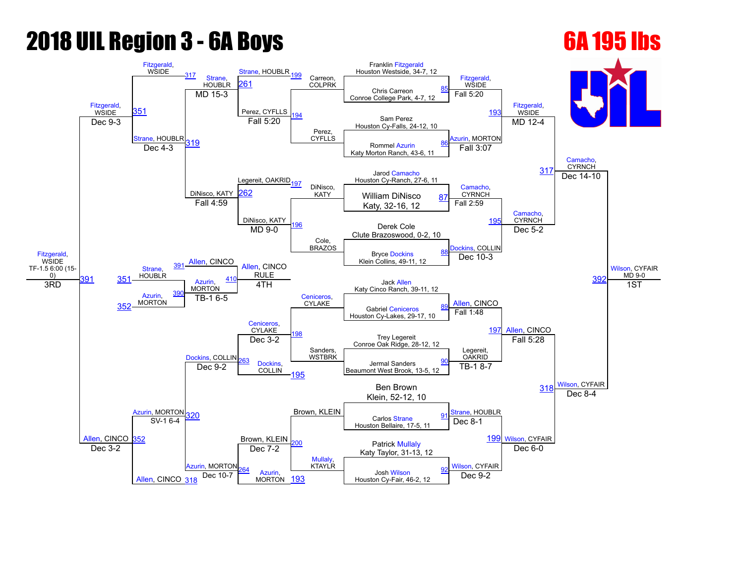# 2018 UIL Region 3 - 6A Boys

## 6A 195 lbs

### Championship Bracket – First Round

| Bout | Wrestler 1 | Wrestler 2 | Winner | Result |
|---|---|---|---|---|
| 85 | Franklin Fitzgerald, Houston Westside, 34-7, 12 | Chris Carreon, Conroe College Park, 4-7, 12 | Fitzgerald, WSIDE | Fall 5:20 |
| 86 | Sam Perez, Houston Cy-Falls, 24-12, 10 | Rommel Azurin, Katy Morton Ranch, 43-6, 11 | Azurin, MORTON | Fall 3:07 |
| 87 | Jarod Camacho, Houston Cy-Ranch, 27-6, 11 | William DiNisco, Katy, 32-16, 12 | Camacho, CYRNCH | Fall 2:59 |
| 88 | Derek Cole, Clute Brazoswood, 0-2, 10 | Bryce Dockins, Klein Collins, 49-11, 12 | Dockins, COLLIN | Dec 10-3 |
| 89 | Jack Allen, Katy Cinco Ranch, 39-11, 12 | Gabriel Ceniceros, Houston Cy-Lakes, 29-17, 10 | Allen, CINCO | Fall 1:48 |
| 90 | Trey Legereit, Conroe Oak Ridge, 28-12, 12 | Jermal Sanders, Beaumont West Brook, 13-5, 12 | Legereit, OAKRID | TB-1 8-7 |
| 91 | Ben Brown, Klein, 52-12, 10 | Carlos Strane, Houston Bellaire, 17-5, 11 | Strane, HOUBLR | Dec 8-1 |
| 92 | Patrick Mullaly, Katy Taylor, 31-13, 12 | Josh Wilson, Houston Cy-Fair, 46-2, 12 | Wilson, CYFAIR | Dec 9-2 |

### Championship Bracket – Quarterfinals

| Bout | Winner | Result |
|---|---|---|
| 193 | Fitzgerald, WSIDE | MD 12-4 |
| 195 | Camacho, CYRNCH | Dec 5-2 |
| 197 | Allen, CINCO | Fall 5:28 |
| 199 | Wilson, CYFAIR | Dec 6-0 |

### Championship Bracket – Semifinals

| Bout | Winner | Result |
|---|---|---|
| 317 | Camacho, CYRNCH | Dec 14-10 |
| 318 | Wilson, CYFAIR | Dec 8-4 |

### Championship Final

| Bout | Winner | Result |
|---|---|---|
| 392 | Wilson, CYFAIR | MD 9-0 (1ST) |

### Consolation Bracket (Upper)

| Bout | Wrestlers | Winner | Result |
|---|---|---|---|
| 199 | Carreon, COLPRK vs Perez, CYFLLS (194) | Strane, HOUBLR | |
| 194 | | Perez, CYFLLS | Fall 5:20 |
| 197 | DiNisco, KATY vs Cole, BRAZOS (196) | Legereit, OAKRID | |
| 196 | | DiNisco, KATY | MD 9-0 |
| 261 | Strane, HOUBLR vs Perez, CYFLLS | Strane, HOUBLR | MD 15-3 |
| 262 | Legereit, OAKRID vs DiNisco, KATY | DiNisco, KATY | Fall 4:59 |
| 317 | Fitzgerald, WSIDE vs Strane, HOUBLR | Fitzgerald, WSIDE | |
| 319 | Strane, HOUBLR vs DiNisco, KATY | Strane, HOUBLR | Dec 4-3 |
| 351 | Fitzgerald, WSIDE vs Strane, HOUBLR | Fitzgerald, WSIDE | Dec 9-3 |

### Consolation Bracket (Lower)

| Bout | Wrestlers | Winner | Result |
|---|---|---|---|
| 198 | Ceniceros, CYLAKE vs Sanders, WSTBRK | Ceniceros, CYLAKE | Dec 3-2 |
| 195 | | Dockins, COLLIN | |
| 200 | Brown, KLEIN vs Mullaly, KTAYLR | Brown, KLEIN | Dec 7-2 |
| 193 | | Azurin, MORTON | |
| 263 | Ceniceros, CYLAKE vs Dockins, COLLIN | Dockins, COLLIN | Dec 9-2 |
| 264 | Brown, KLEIN vs Azurin, MORTON | Azurin, MORTON | Dec 10-7 |
| 320 | Dockins, COLLIN vs Azurin, MORTON | Azurin, MORTON | SV-1 6-4 |
| 318 | | Allen, CINCO | |
| 352 | Azurin, MORTON vs Allen, CINCO | Allen, CINCO | Dec 3-2 |

### Placement Matches

| Bout | Wrestlers | Winner | Result |
|---|---|---|---|
| 391 | Fitzgerald, WSIDE vs Allen, CINCO | Fitzgerald, WSIDE | TF-1.5 6:00 (15-0) — 3RD |
| 390 | Strane, HOUBLR (351) vs Azurin, MORTON (352) | Azurin, MORTON | TB-1 6-5 |
| 410 | Allen, CINCO vs Azurin, MORTON | Allen, CINCO | RULE — 4TH |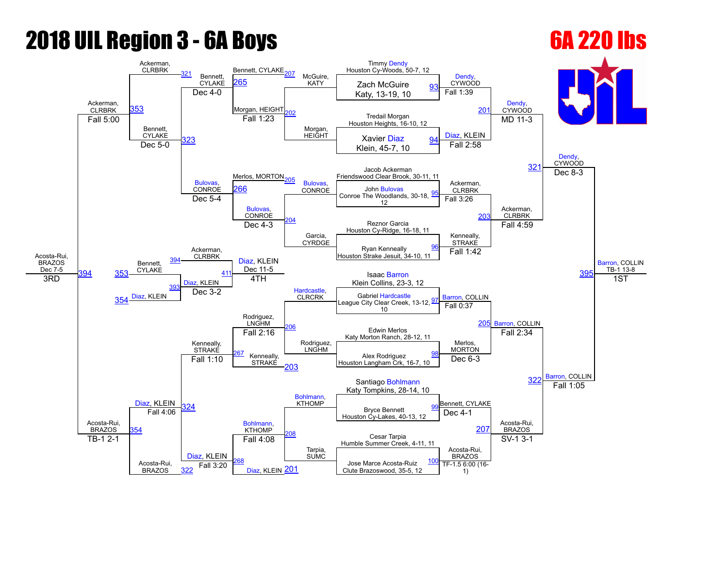# 2018 UIL Region 3 - 6A Boys

## 6A 220 lbs

### Championship Bracket – First Round

| Bout | Wrestler | Result |
|---|---|---|
| 93 | Timmy Dendy, Houston Cy-Woods, 50-7, 12 vs. Zach McGuire, Katy, 13-19, 10 | Dendy, CYWOOD — Fall 1:39 |
| 94 | Tredail Morgan, Houston Heights, 16-10, 12 vs. Xavier Diaz, Klein, 45-7, 10 | Diaz, KLEIN — Fall 2:58 |
| 95 | Jacob Ackerman, Friendswood Clear Brook, 30-11, 11 vs. John Bulovas, Conroe The Woodlands, 30-18, 12 | Ackerman, CLRBRK — Fall 3:26 |
| 96 | Reznor Garcia, Houston Cy-Ridge, 16-18, 11 vs. Ryan Kenneally, Houston Strake Jesuit, 34-10, 11 | Kenneally, STRAKE — Fall 1:42 |
| 97 | Isaac Barron, Klein Collins, 23-3, 12 vs. Gabriel Hardcastle, League City Clear Creek, 13-12, 10 | Barron, COLLIN — Fall 0:37 |
| 98 | Edwin Merlos, Katy Morton Ranch, 28-12, 11 vs. Alex Rodriguez, Houston Langham Crk, 16-7, 10 | Merlos, MORTON — Dec 6-3 |
| 99 | Santiago Bohlmann, Katy Tompkins, 28-14, 10 vs. Bryce Bennett, Houston Cy-Lakes, 40-13, 12 | Bennett, CYLAKE — Dec 4-1 |
| 100 | Cesar Tarpia, Humble Summer Creek, 4-11, 11 vs. Jose Marce Acosta-Ruiz, Clute Brazoswood, 35-5, 12 | Acosta-Rui, BRAZOS — TF-1.5 6:00 (16-1) |

### Championship Bracket – Quarterfinals

| Bout | Matchup | Result |
|---|---|---|
| 201 | Dendy, CYWOOD vs. Diaz, KLEIN | Dendy, CYWOOD — MD 11-3 |
| 203 | Ackerman, CLRBRK vs. Kenneally, STRAKE | Ackerman, CLRBRK — Fall 4:59 |
| 205 | Barron, COLLIN vs. Merlos, MORTON | Barron, COLLIN — Fall 2:34 |
| 207 | Bennett, CYLAKE vs. Acosta-Rui, BRAZOS | Acosta-Rui, BRAZOS — SV-1 3-1 |

### Championship Bracket – Semifinals

| Bout | Matchup | Result |
|---|---|---|
| 321 | Dendy, CYWOOD vs. Ackerman, CLRBRK | Dendy, CYWOOD — Dec 8-3 |
| 322 | Barron, COLLIN vs. Acosta-Rui, BRAZOS | Barron, COLLIN — Fall 1:05 |

### Championship Final

| Bout | Matchup | Result |
|---|---|---|
| 395 | Dendy, CYWOOD vs. Barron, COLLIN | Barron, COLLIN — TB-1 13-8 — 1ST |

### Consolation Bracket – First Round

| Bout | Matchup | Result |
|---|---|---|
| 202 | McGuire, KATY vs. Morgan, HEIGHT | Morgan, HEIGHT — Fall 1:23 |
| 204 | Bulovas, CONROE vs. Garcia, CYRDGE | Bulovas, CONROE — Dec 4-3 |
| 206 | Hardcastle, CLCRCK vs. Rodriguez, LNGHM | Rodriguez, LNGHM — Fall 2:16 |
| 208 | Bohlmann, KTHOMP vs. Tarpia, SUMC | Bohlmann, KTHOMP — Fall 4:08 |

### Consolation Bracket – Second Round

| Bout | Matchup | Result |
|---|---|---|
| 265 | Bennett, CYLAKE vs. Morgan, HEIGHT | Bennett, CYLAKE |
| 266 | Merlos, MORTON vs. Bulovas, CONROE | Bulovas, CONROE |
| 267 | Rodriguez, LNGHM vs. Kenneally, STRAKE | Kenneally, STRAKE |
| 268 | Bohlmann, KTHOMP vs. Diaz, KLEIN | Diaz, KLEIN — Fall 3:20 |

### Consolation Bracket – Third Round

| Bout | Matchup | Result |
|---|---|---|
| 323 | Bennett, CYLAKE vs. Bulovas, CONROE | Bennett, CYLAKE — Dec 4-0 / Bulovas, CONROE — Dec 5-4 |
| 324 | Kenneally, STRAKE vs. Diaz, KLEIN | Kenneally, STRAKE — Fall 1:10 / Diaz, KLEIN — Fall 4:06 |

### Consolation Semifinals

| Bout | Matchup | Result |
|---|---|---|
| 353 | Ackerman, CLRBRK vs. Bennett, CYLAKE | Ackerman, CLRBRK — Fall 5:00 / Bennett, CYLAKE — Dec 5-0 |
| 354 | Diaz, KLEIN vs. Acosta-Rui, BRAZOS | Acosta-Rui, BRAZOS — TB-1 2-1 |

### Placement Matches

| Bout | Matchup | Result |
|---|---|---|
| 393 | Bennett, CYLAKE vs. Diaz, KLEIN | Diaz, KLEIN — Dec 3-2 |
| 394 | Ackerman, CLRBRK vs. Acosta-Rui, BRAZOS | Acosta-Rui, BRAZOS — Dec 7-5 — 3RD |
| 411 | Ackerman, CLRBRK vs. Diaz, KLEIN | Diaz, KLEIN — Dec 11-5 — 4TH |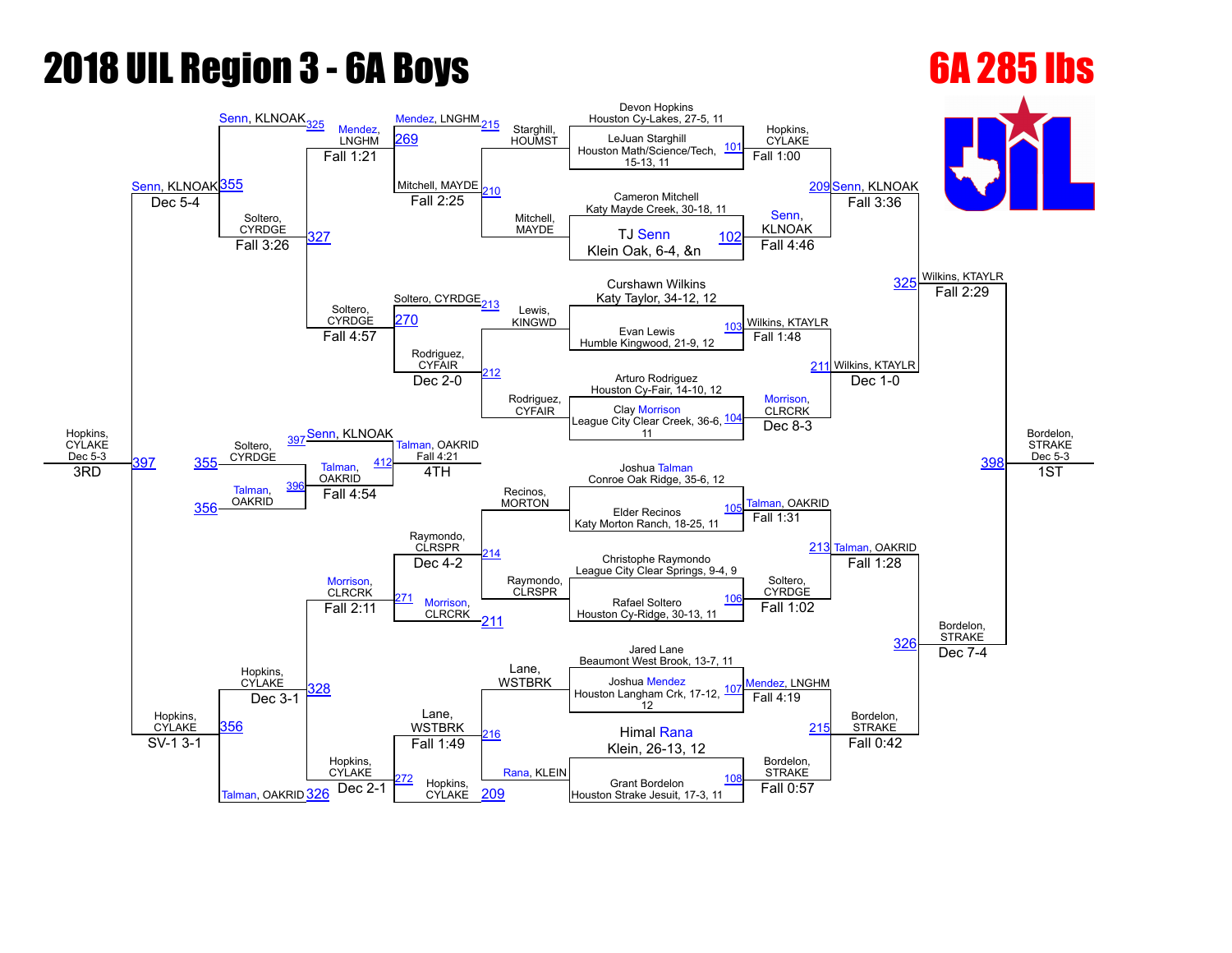# 2018 UIL Region 3 - 6A Boys

## 6A 285 lbs

Devon Hopkins
Houston Cy-Lakes, 27-5, 11

LeJuan Starghill
Houston Math/Science/Tech, 15-13, 11

101

Cameron Mitchell
Katy Mayde Creek, 30-18, 11

TJ Senn
Klein Oak, 6-4, &n

102

Curshawn Wilkins
Katy Taylor, 34-12, 12

Evan Lewis
Humble Kingwood, 21-9, 12

103

Arturo Rodriguez
Houston Cy-Fair, 14-10, 12

Clay Morrison
League City Clear Creek, 36-6, 11

104

Joshua Talman
Conroe Oak Ridge, 35-6, 12

Elder Recinos
Katy Morton Ranch, 18-25, 11

105

Christophe Raymondo
League City Clear Springs, 9-4, 9

Rafael Soltero
Houston Cy-Ridge, 30-13, 11

106

Jared Lane
Beaumont West Brook, 13-7, 11

Joshua Mendez
Houston Langham Crk, 17-12, 12

107

Himal Rana
Klein, 26-13, 12

Grant Bordelon
Houston Strake Jesuit, 17-3, 11

108

Championship bracket:

- 101: Hopkins, CYLAKE — Fall 1:00
- 102: Senn, KLNOAK — Fall 4:46
- 103: Wilkins, KTAYLR — Fall 1:48
- 104: Morrison, CLRCRK — Dec 8-3
- 105: Talman, OAKRID — Fall 1:31
- 106: Soltero, CYRDGE — Fall 1:02
- 107: Mendez, LNGHM — Fall 4:19
- 108: Bordelon, STRAKE — Fall 0:57
- 209: Senn, KLNOAK — Fall 3:36
- 211: Wilkins, KTAYLR — Dec 1-0
- 213: Talman, OAKRID — Fall 1:28
- 215: Bordelon, STRAKE — Fall 0:42
- 325: Wilkins, KTAYLR — Fall 2:29
- 326: Bordelon, STRAKE — Dec 7-4
- 398: Bordelon, STRAKE — Dec 5-3 — 1ST

Consolation bracket:

- Starghill, HOUMST / Mitchell, MAYDE — 210: Mitchell, MAYDE
- Lewis, KINGWD / Rodriguez, CYFAIR — 212: Rodriguez, CYFAIR
- Recinos, MORTON / Raymondo, CLRSPR — 214: Raymondo, CLRSPR
- Lane, WSTBRK / Rana, KLEIN — 216: Lane, WSTBRK
- 215: Mendez, LNGHM / 210: Mitchell, MAYDE — 269: Mendez, LNGHM — Fall 2:25
- 213: Soltero, CYRDGE / 212: Rodriguez, CYFAIR — 270: Soltero, CYRDGE — Dec 2-0
- 214: Raymondo, CLRSPR / 211: Morrison, CLRCRK — 271: Morrison, CLRCRK — Dec 4-2
- 216: Lane, WSTBRK / 209: Hopkins, CYLAKE — 272: Hopkins, CYLAKE — Fall 1:49
- 325: Senn, KLNOAK / 269: Mendez, LNGHM — 327: Senn, KLNOAK — Fall 1:21
- 270: Soltero, CYRDGE — Fall 4:57 — 327: Soltero, CYRDGE
- 271: Morrison, CLRCRK — Fall 2:11 — 328: Hopkins, CYLAKE
- 272: Hopkins, CYLAKE — Dec 2-1
- 326: Talman, OAKRID / 328: Hopkins, CYLAKE — 356: Hopkins, CYLAKE — Dec 3-1
- 355: Senn, KLNOAK / 327: Soltero, CYRDGE — 355: Senn, KLNOAK — Fall 3:26
- 356: Hopkins, CYLAKE — SV-1 3-1
- 355: Senn, KLNOAK — Dec 5-4
- 397: Hopkins, CYLAKE — Dec 5-3 — 3RD

4th place:

- 355: Soltero, CYRDGE / 356: Talman, OAKRID — 396: Talman, OAKRID — Fall 4:54
- 397: Senn, KLNOAK / 396: Talman, OAKRID — 412: Talman, OAKRID — Fall 4:21 — 4TH